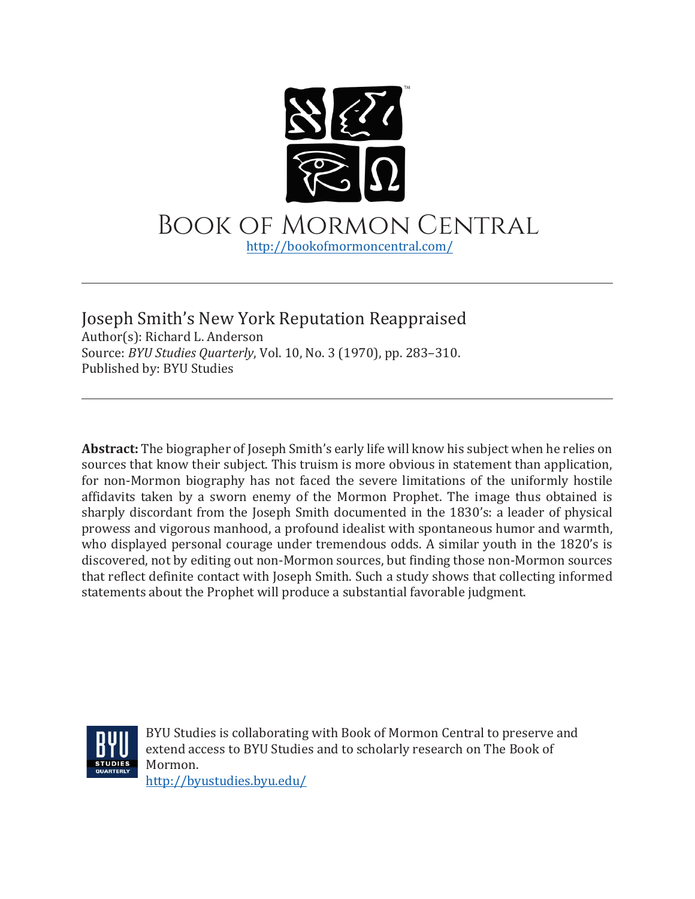# Book of Mormon Central

http://bookofmormoncentral.com/

---

Joseph Smith's New York Reputation Reappraised
Author(s): Richard L. Anderson
Source: *BYU Studies Quarterly*, Vol. 10, No. 3 (1970), pp. 283–310.
Published by: BYU Studies

---

**Abstract:** The biographer of Joseph Smith's early life will know his subject when he relies on sources that know their subject. This truism is more obvious in statement than application, for non-Mormon biography has not faced the severe limitations of the uniformly hostile affidavits taken by a sworn enemy of the Mormon Prophet. The image thus obtained is sharply discordant from the Joseph Smith documented in the 1830's: a leader of physical prowess and vigorous manhood, a profound idealist with spontaneous humor and warmth, who displayed personal courage under tremendous odds. A similar youth in the 1820's is discovered, not by editing out non-Mormon sources, but finding those non-Mormon sources that reflect definite contact with Joseph Smith. Such a study shows that collecting informed statements about the Prophet will produce a substantial favorable judgment.

BYU Studies is collaborating with Book of Mormon Central to preserve and extend access to BYU Studies and to scholarly research on The Book of Mormon.
http://byustudies.byu.edu/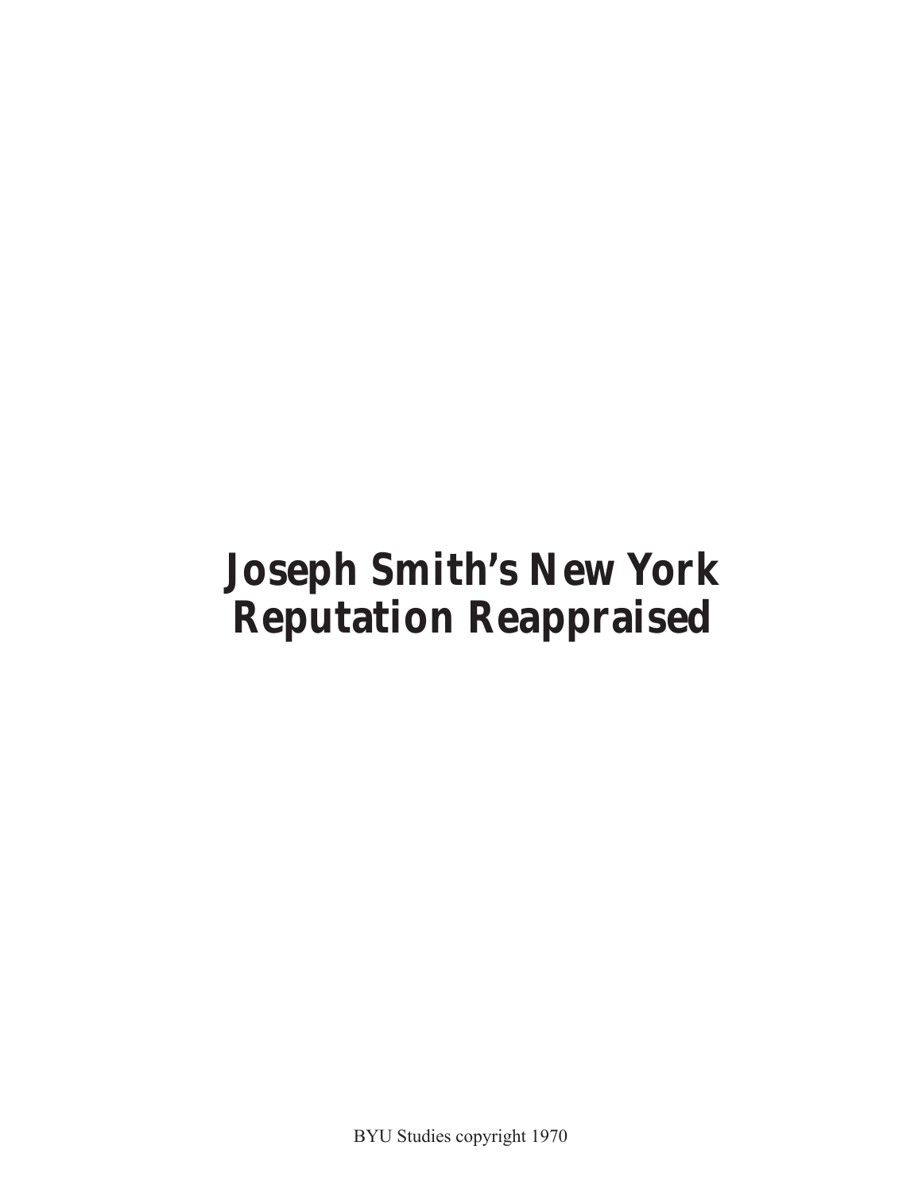# Joseph Smith's New York Reputation Reappraised

BYU Studies copyright 1970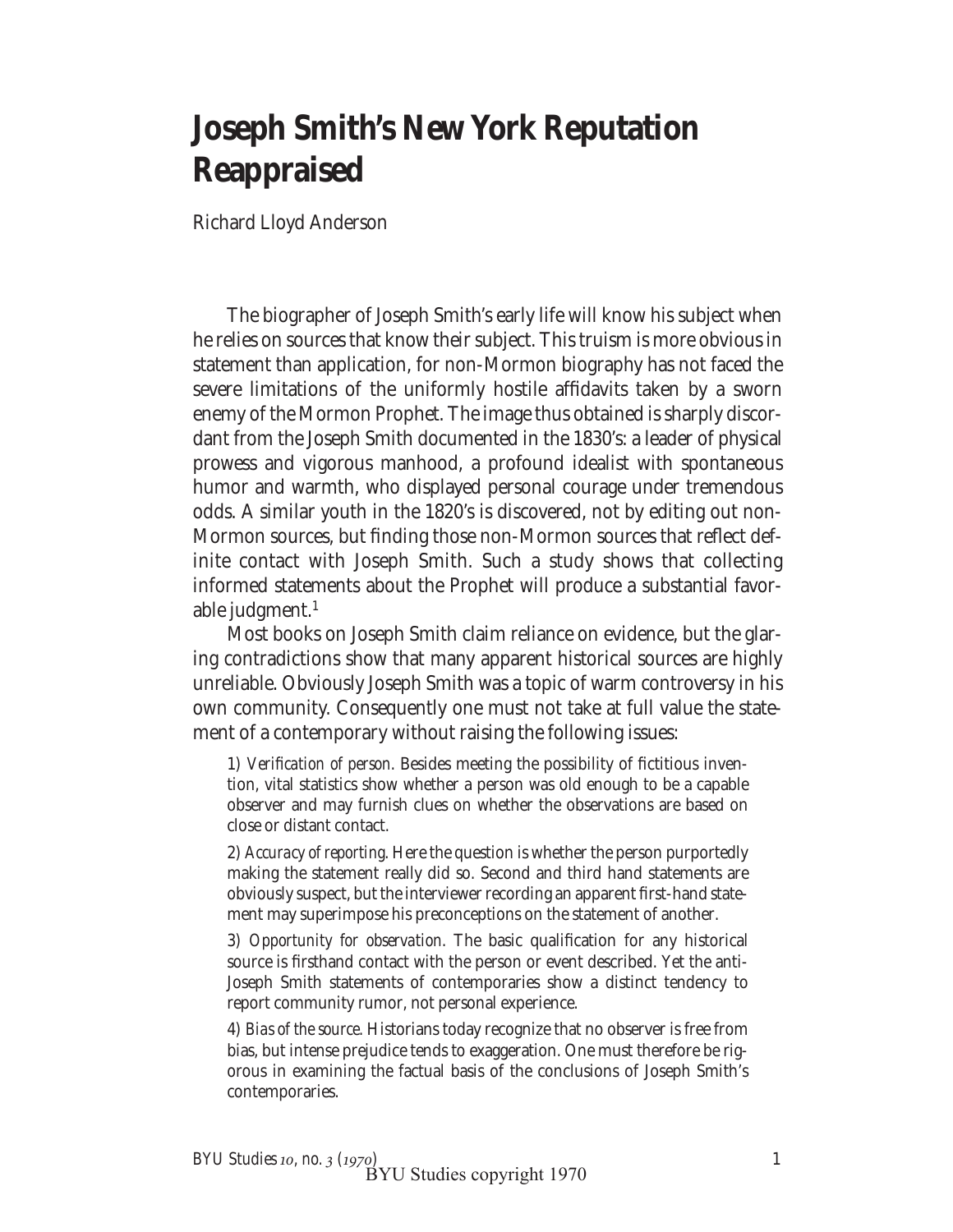# Joseph Smith's New York Reputation Reappraised

Richard Lloyd Anderson

The biographer of Joseph Smith's early life will know his subject when he relies on sources that know their subject. This truism is more obvious in statement than application, for non-Mormon biography has not faced the severe limitations of the uniformly hostile affidavits taken by a sworn enemy of the Mormon Prophet. The image thus obtained is sharply discordant from the Joseph Smith documented in the 1830's: a leader of physical prowess and vigorous manhood, a profound idealist with spontaneous humor and warmth, who displayed personal courage under tremendous odds. A similar youth in the 1820's is discovered, not by editing out non-Mormon sources, but finding those non-Mormon sources that reflect definite contact with Joseph Smith. Such a study shows that collecting informed statements about the Prophet will produce a substantial favorable judgment.[1]

Most books on Joseph Smith claim reliance on evidence, but the glaring contradictions show that many apparent historical sources are highly unreliable. Obviously Joseph Smith was a topic of warm controversy in his own community. Consequently one must not take at full value the statement of a contemporary without raising the following issues:

> 1) *Verification of person*. Besides meeting the possibility of fictitious invention, vital statistics show whether a person was old enough to be a capable observer and may furnish clues on whether the observations are based on close or distant contact.
>
> 2) *Accuracy of reporting*. Here the question is whether the person purportedly making the statement really did so. Second and third hand statements are obviously suspect, but the interviewer recording an apparent first-hand statement may superimpose his preconceptions on the statement of another.
>
> 3) *Opportunity for observation*. The basic qualification for any historical source is firsthand contact with the person or event described. Yet the anti-Joseph Smith statements of contemporaries show a distinct tendency to report community rumor, not personal experience.
>
> 4) *Bias of the source*. Historians today recognize that no observer is free from bias, but intense prejudice tends to exaggeration. One must therefore be rigorous in examining the factual basis of the conclusions of Joseph Smith's contemporaries.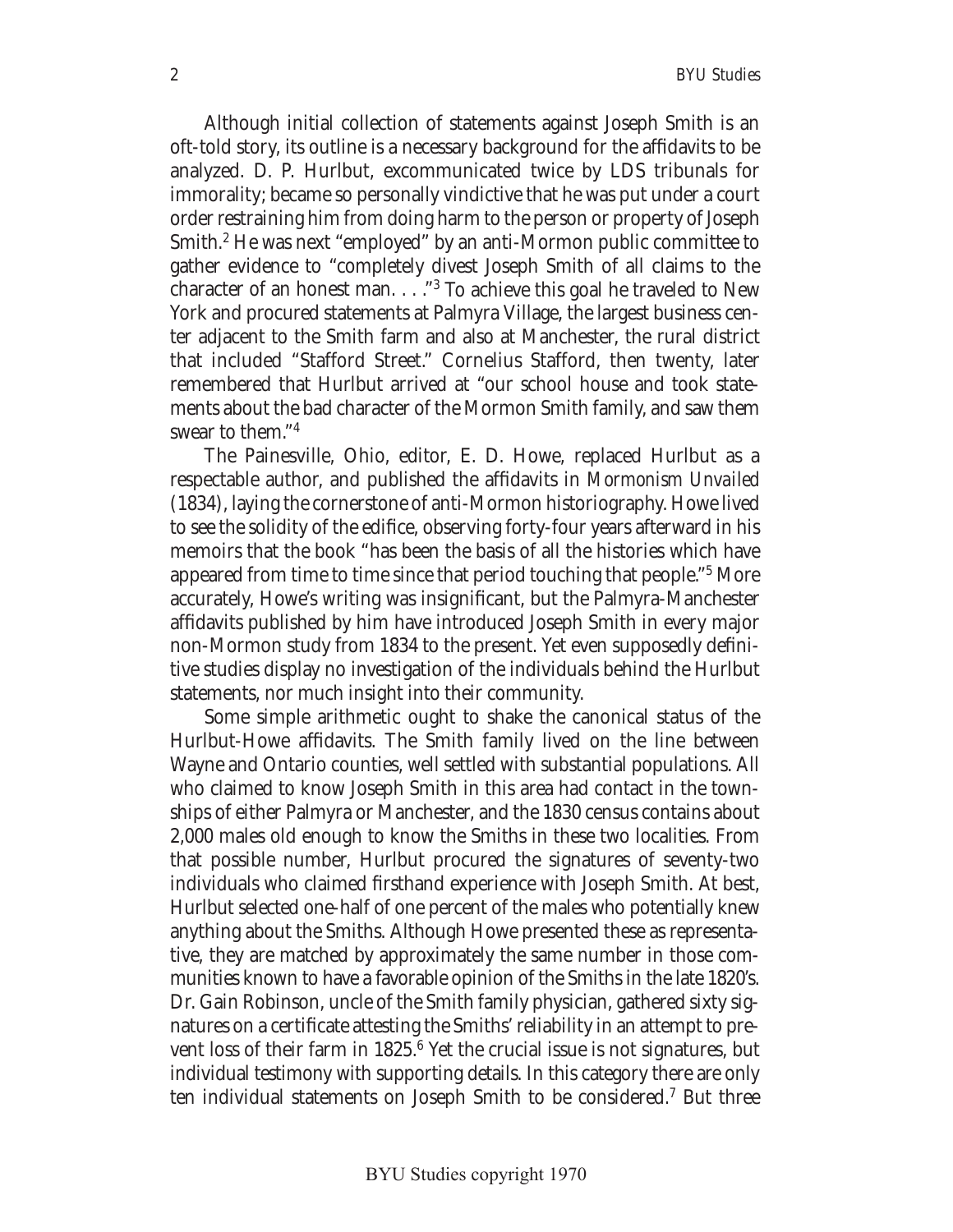Although initial collection of statements against Joseph Smith is an oft-told story, its outline is a necessary background for the affidavits to be analyzed. D. P. Hurlbut, excommunicated twice by LDS tribunals for immorality; became so personally vindictive that he was put under a court order restraining him from doing harm to the person or property of Joseph Smith.[2] He was next "employed" by an anti-Mormon public committee to gather evidence to "completely divest Joseph Smith of all claims to the character of an honest man. . . ."[3] To achieve this goal he traveled to New York and procured statements at Palmyra Village, the largest business center adjacent to the Smith farm and also at Manchester, the rural district that included "Stafford Street." Cornelius Stafford, then twenty, later remembered that Hurlbut arrived at "our school house and took statements about the bad character of the Mormon Smith family, and saw them swear to them."[4]

The Painesville, Ohio, editor, E. D. Howe, replaced Hurlbut as a respectable author, and published the affidavits in *Mormonism Unvailed* (1834), laying the cornerstone of anti-Mormon historiography. Howe lived to see the solidity of the edifice, observing forty-four years afterward in his memoirs that the book "has been the basis of all the histories which have appeared from time to time since that period touching that people."[5] More accurately, Howe's writing was insignificant, but the Palmyra-Manchester affidavits published by him have introduced Joseph Smith in every major non-Mormon study from 1834 to the present. Yet even supposedly definitive studies display no investigation of the individuals behind the Hurlbut statements, nor much insight into their community.

Some simple arithmetic ought to shake the canonical status of the Hurlbut-Howe affidavits. The Smith family lived on the line between Wayne and Ontario counties, well settled with substantial populations. All who claimed to know Joseph Smith in this area had contact in the townships of either Palmyra or Manchester, and the 1830 census contains about 2,000 males old enough to know the Smiths in these two localities. From that possible number, Hurlbut procured the signatures of seventy-two individuals who claimed firsthand experience with Joseph Smith. At best, Hurlbut selected one-half of one percent of the males who potentially knew anything about the Smiths. Although Howe presented these as representative, they are matched by approximately the same number in those communities known to have a favorable opinion of the Smiths in the late 1820's. Dr. Gain Robinson, uncle of the Smith family physician, gathered sixty signatures on a certificate attesting the Smiths' reliability in an attempt to prevent loss of their farm in 1825.[6] Yet the crucial issue is not signatures, but individual testimony with supporting details. In this category there are only ten individual statements on Joseph Smith to be considered.[7] But three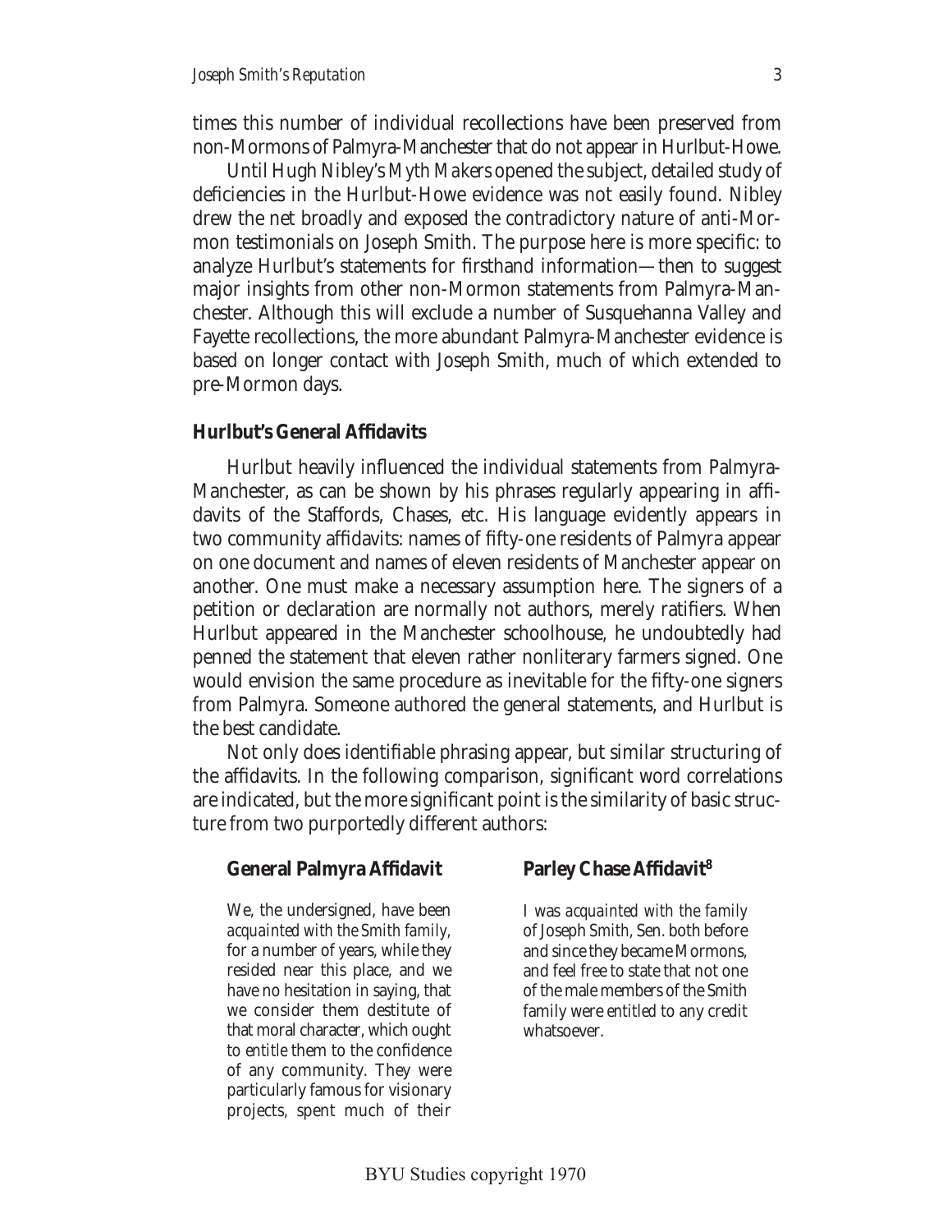times this number of individual recollections have been preserved from non-Mormons of Palmyra-Manchester that do not appear in Hurlbut-Howe.

Until Hugh Nibley's *Myth Makers* opened the subject, detailed study of deficiencies in the Hurlbut-Howe evidence was not easily found. Nibley drew the net broadly and exposed the contradictory nature of anti-Mormon testimonials on Joseph Smith. The purpose here is more specific: to analyze Hurlbut's statements for firsthand information—then to suggest major insights from other non-Mormon statements from Palmyra-Manchester. Although this will exclude a number of Susquehanna Valley and Fayette recollections, the more abundant Palmyra-Manchester evidence is based on longer contact with Joseph Smith, much of which extended to pre-Mormon days.

### Hurlbut's General Affidavits

Hurlbut heavily influenced the individual statements from Palmyra-Manchester, as can be shown by his phrases regularly appearing in affidavits of the Staffords, Chases, etc. His language evidently appears in two community affidavits: names of fifty-one residents of Palmyra appear on one document and names of eleven residents of Manchester appear on another. One must make a necessary assumption here. The signers of a petition or declaration are normally not authors, merely ratifiers. When Hurlbut appeared in the Manchester schoolhouse, he undoubtedly had penned the statement that eleven rather nonliterary farmers signed. One would envision the same procedure as inevitable for the fifty-one signers from Palmyra. Someone authored the general statements, and Hurlbut is the best candidate.

Not only does identifiable phrasing appear, but similar structuring of the affidavits. In the following comparison, significant word correlations are indicated, but the more significant point is the similarity of basic structure from two purportedly different authors:

| **General Palmyra Affidavit** | **Parley Chase Affidavit**[8] |
|---|---|
| We, the undersigned, have been *acquainted with the Smith family*, for a number of years, while they resided near this place, and we have no hesitation in saying, that we consider them destitute of that moral character, which ought to *entitle* them to the confidence of any community. They were particularly famous for visionary projects, spent much of their | I was *acquainted with the family* of Joseph Smith, Sen. both before and since they became Mormons, and feel free to state that not one of the male members of the Smith family were *entitled* to any credit whatsoever. |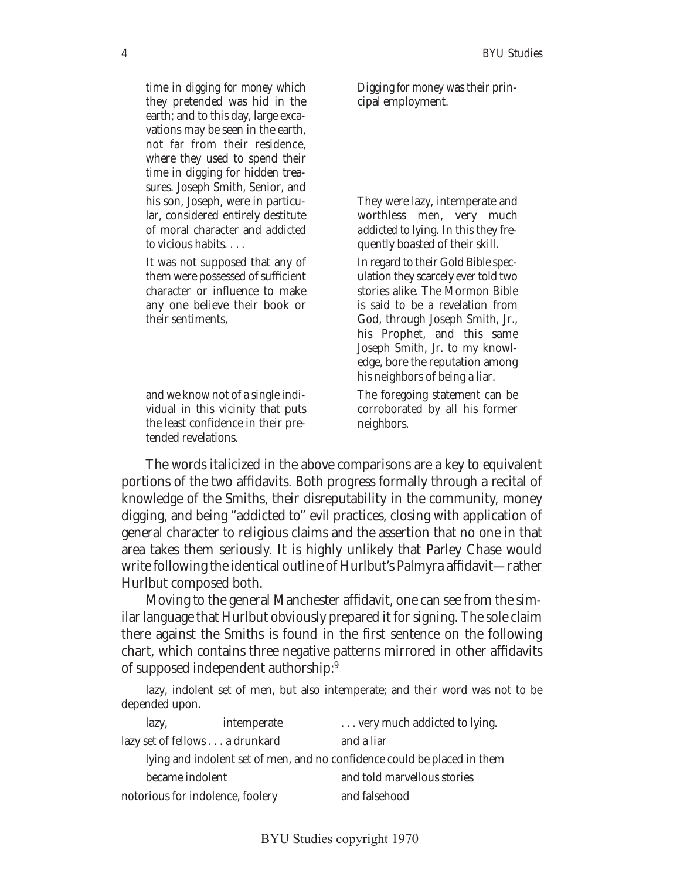| | |
|---|---|
| time in *digging for money* which they pretended was hid in the earth; and to this day, large excavations may be seen in the earth, not far from their residence, where they used to spend their time in digging for hidden treasures. Joseph Smith, Senior, and his son, Joseph, were in particular, considered entirely destitute of moral character and *addicted to* vicious habits. . . . | *Digging for money* was their principal employment. They were lazy, intemperate and worthless men, very much *addicted to* lying. In this they frequently boasted of their skill. |
| It was not supposed that any of them were possessed of sufficient character or influence to make any one believe their book or their sentiments, | In regard to their Gold Bible speculation they scarcely ever told two stories alike. The Mormon Bible is said to be a revelation from God, through Joseph Smith, Jr., his Prophet, and this same Joseph Smith, Jr. to my knowledge, bore the reputation among his neighbors of being a liar. |
| and we know not of a single individual in this vicinity that puts the least confidence in their pretended revelations. | The foregoing statement can be corroborated by all his former neighbors. |

The words italicized in the above comparisons are a key to equivalent portions of the two affidavits. Both progress formally through a recital of knowledge of the Smiths, their disreputability in the community, money digging, and being "addicted to" evil practices, closing with application of general character to religious claims and the assertion that no one in that area takes them seriously. It is highly unlikely that Parley Chase would write following the identical outline of Hurlbut's Palmyra affidavit—rather Hurlbut composed both.

Moving to the general Manchester affidavit, one can see from the similar language that Hurlbut obviously prepared it for signing. The sole claim there against the Smiths is found in the first sentence on the following chart, which contains three negative patterns mirrored in other affidavits of supposed independent authorship:[9]

lazy, indolent set of men, but also intemperate; and their word was not to be depended upon.

| | | |
|---|---|---|
| lazy, | intemperate | . . . very much addicted to lying. |
| lazy set of fellows . . . | a drunkard | and a liar |
| lying and indolent set of men, and no confidence could be placed in them | | |
| became indolent | | and told marvellous stories |
| notorious for indolence, foolery | | and falsehood |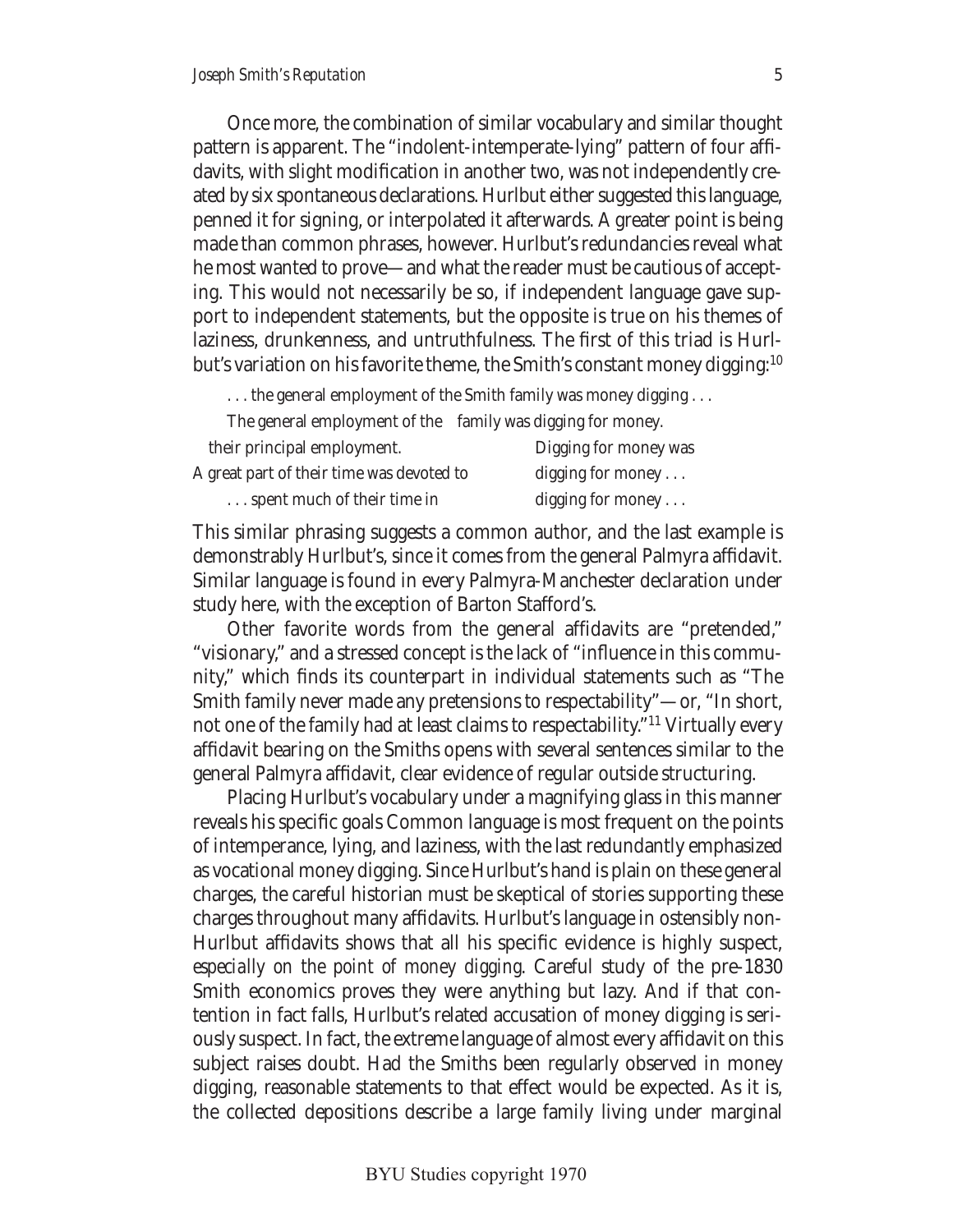Once more, the combination of similar vocabulary and similar thought pattern is apparent. The "indolent-intemperate-lying" pattern of four affidavits, with slight modification in another two, was not independently created by six spontaneous declarations. Hurlbut either suggested this language, penned it for signing, or interpolated it afterwards. A greater point is being made than common phrases, however. Hurlbut's redundancies reveal what he most wanted to prove—and what the reader must be cautious of accepting. This would not necessarily be so, if independent language gave support to independent statements, but the opposite is true on his themes of laziness, drunkenness, and untruthfulness. The first of this triad is Hurlbut's variation on his favorite theme, the Smith's constant money digging:[10]

> . . . the general employment of the Smith family was money digging . . .
>
> The general employment of the family was digging for money.
>
> their principal employment. Digging for money was
>
> A great part of their time was devoted to digging for money . . .
>
> . . . spent much of their time in digging for money . . .

This similar phrasing suggests a common author, and the last example is demonstrably Hurlbut's, since it comes from the general Palmyra affidavit. Similar language is found in every Palmyra-Manchester declaration under study here, with the exception of Barton Stafford's.

Other favorite words from the general affidavits are "pretended," "visionary," and a stressed concept is the lack of "influence in this community," which finds its counterpart in individual statements such as "The Smith family never made any pretensions to respectability"—or, "In short, not one of the family had at least claims to respectability."[11] Virtually every affidavit bearing on the Smiths opens with several sentences similar to the general Palmyra affidavit, clear evidence of regular outside structuring.

Placing Hurlbut's vocabulary under a magnifying glass in this manner reveals his specific goals Common language is most frequent on the points of intemperance, lying, and laziness, with the last redundantly emphasized as vocational money digging. Since Hurlbut's hand is plain on these general charges, the careful historian must be skeptical of stories supporting these charges throughout many affidavits. Hurlbut's language in ostensibly non-Hurlbut affidavits shows that all his specific evidence is highly suspect, *especially on the point of money digging*. Careful study of the pre-1830 Smith economics proves they were anything but lazy. And if that contention in fact falls, Hurlbut's related accusation of money digging is seriously suspect. In fact, the extreme language of almost every affidavit on this subject raises doubt. Had the Smiths been regularly observed in money digging, reasonable statements to that effect would be expected. As it is, the collected depositions describe a large family living under marginal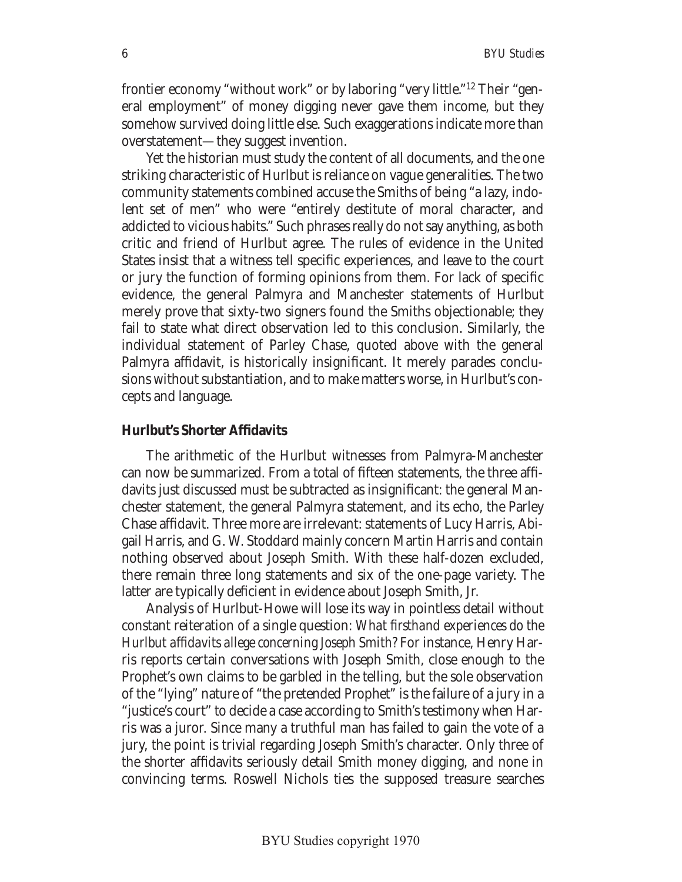frontier economy "without work" or by laboring "very little."[12] Their "general employment" of money digging never gave them income, but they somehow survived doing little else. Such exaggerations indicate more than overstatement—they suggest invention.

Yet the historian must study the content of all documents, and the one striking characteristic of Hurlbut is reliance on vague generalities. The two community statements combined accuse the Smiths of being "a lazy, indolent set of men" who were "entirely destitute of moral character, and addicted to vicious habits." Such phrases really do not say anything, as both critic and friend of Hurlbut agree. The rules of evidence in the United States insist that a witness tell specific experiences, and leave to the court or jury the function of forming opinions from them. For lack of specific evidence, the general Palmyra and Manchester statements of Hurlbut merely prove that sixty-two signers found the Smiths objectionable; they fail to state what direct observation led to this conclusion. Similarly, the individual statement of Parley Chase, quoted above with the general Palmyra affidavit, is historically insignificant. It merely parades conclusions without substantiation, and to make matters worse, in Hurlbut's concepts and language.

### Hurlbut's Shorter Affidavits

The arithmetic of the Hurlbut witnesses from Palmyra-Manchester can now be summarized. From a total of fifteen statements, the three affidavits just discussed must be subtracted as insignificant: the general Manchester statement, the general Palmyra statement, and its echo, the Parley Chase affidavit. Three more are irrelevant: statements of Lucy Harris, Abigail Harris, and G. W. Stoddard mainly concern Martin Harris and contain nothing observed about Joseph Smith. With these half-dozen excluded, there remain three long statements and six of the one-page variety. The latter are typically deficient in evidence about Joseph Smith, Jr.

Analysis of Hurlbut-Howe will lose its way in pointless detail without constant reiteration of a single question: *What firsthand experiences do the Hurlbut affidavits allege concerning Joseph Smith?* For instance, Henry Harris reports certain conversations with Joseph Smith, close enough to the Prophet's own claims to be garbled in the telling, but the sole observation of the "lying" nature of "the pretended Prophet" is the failure of a jury in a "justice's court" to decide a case according to Smith's testimony when Harris was a juror. Since many a truthful man has failed to gain the vote of a jury, the point is trivial regarding Joseph Smith's character. Only three of the shorter affidavits seriously detail Smith money digging, and none in convincing terms. Roswell Nichols ties the supposed treasure searches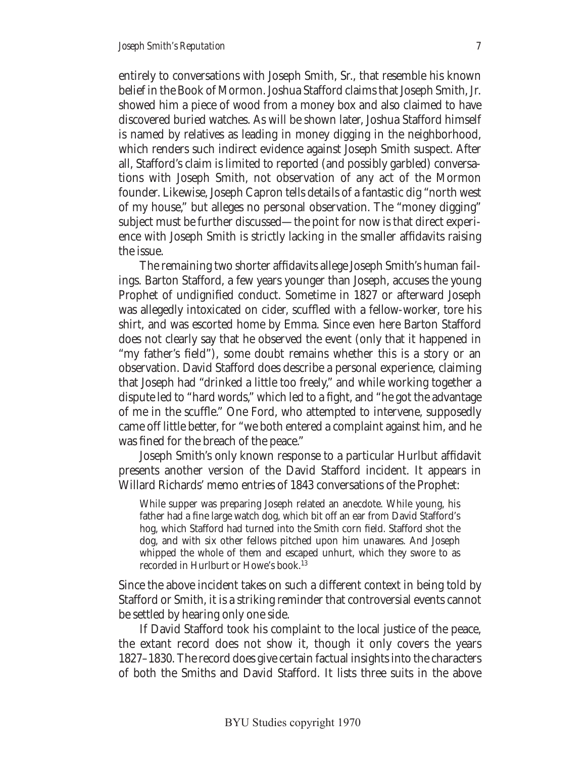entirely to conversations with Joseph Smith, Sr., that resemble his known belief in the Book of Mormon. Joshua Stafford claims that Joseph Smith, Jr. showed him a piece of wood from a money box and also claimed to have discovered buried watches. As will be shown later, Joshua Stafford himself is named by relatives as leading in money digging in the neighborhood, which renders such indirect evidence against Joseph Smith suspect. After all, Stafford's claim is limited to reported (and possibly garbled) conversations with Joseph Smith, not observation of any act of the Mormon founder. Likewise, Joseph Capron tells details of a fantastic dig "north west of my house," but alleges no personal observation. The "money digging" subject must be further discussed—the point for now is that direct experience with Joseph Smith is strictly lacking in the smaller affidavits raising the issue.

The remaining two shorter affidavits allege Joseph Smith's human failings. Barton Stafford, a few years younger than Joseph, accuses the young Prophet of undignified conduct. Sometime in 1827 or afterward Joseph was allegedly intoxicated on cider, scuffled with a fellow-worker, tore his shirt, and was escorted home by Emma. Since even here Barton Stafford does not clearly say that he observed the event (only that it happened in "my father's field"), some doubt remains whether this is a story or an observation. David Stafford does describe a personal experience, claiming that Joseph had "drinked a little too freely," and while working together a dispute led to "hard words," which led to a fight, and "he got the advantage of me in the scuffle." One Ford, who attempted to intervene, supposedly came off little better, for "we both entered a complaint against him, and he was fined for the breach of the peace."

Joseph Smith's only known response to a particular Hurlbut affidavit presents another version of the David Stafford incident. It appears in Willard Richards' memo entries of 1843 conversations of the Prophet:

> While supper was preparing Joseph related an anecdote. While young, his father had a fine large watch dog, which bit off an ear from David Stafford's hog, which Stafford had turned into the Smith corn field. Stafford shot the dog, and with six other fellows pitched upon him unawares. And Joseph whipped the whole of them and escaped unhurt, which they swore to as recorded in Hurlburt or Howe's book.[13]

Since the above incident takes on such a different context in being told by Stafford or Smith, it is a striking reminder that controversial events cannot be settled by hearing only one side.

If David Stafford took his complaint to the local justice of the peace, the extant record does not show it, though it only covers the years 1827–1830. The record does give certain factual insights into the characters of both the Smiths and David Stafford. It lists three suits in the above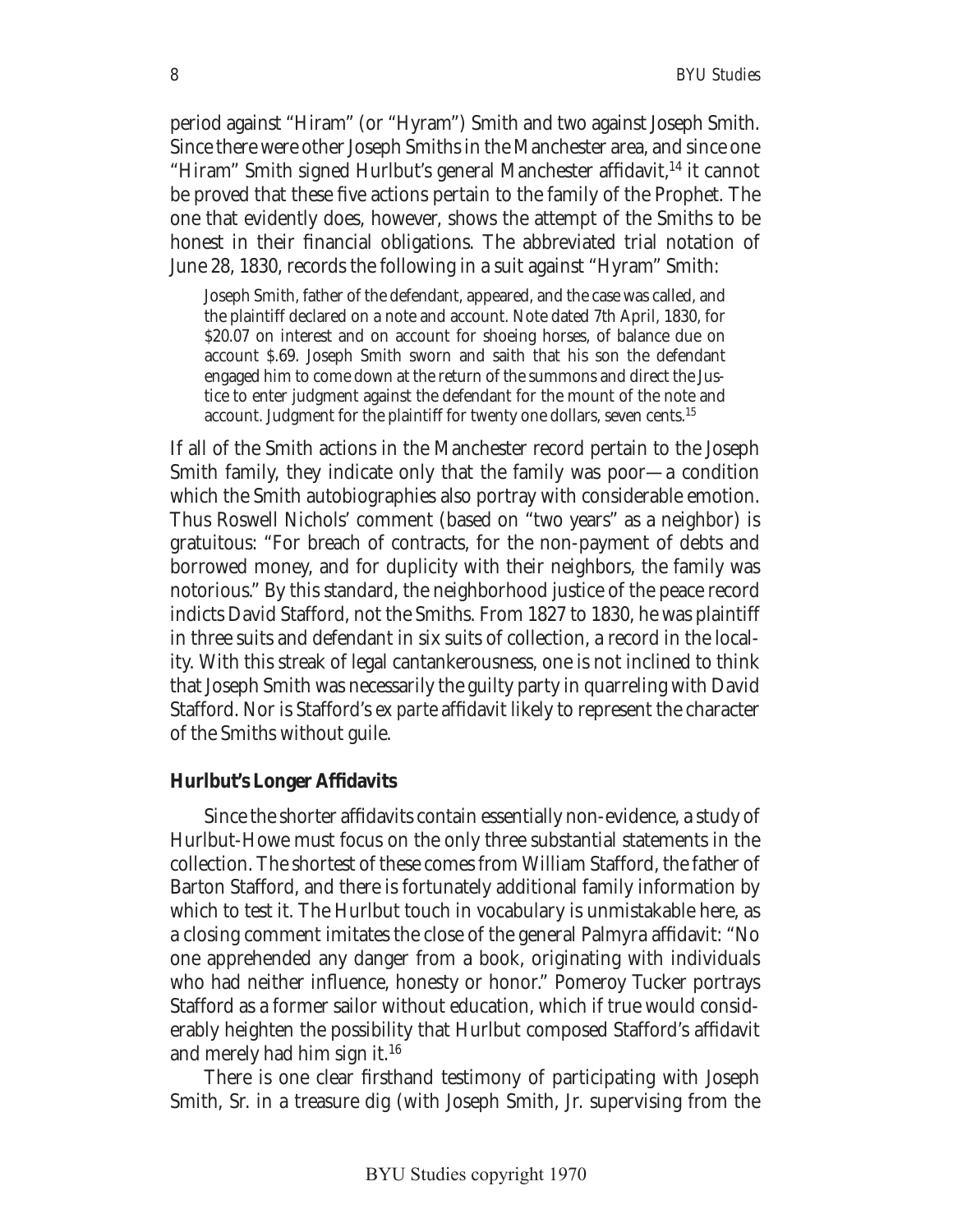period against "Hiram" (or "Hyram") Smith and two against Joseph Smith. Since there were other Joseph Smiths in the Manchester area, and since one "Hiram" Smith signed Hurlbut's general Manchester affidavit,[14] it cannot be proved that these five actions pertain to the family of the Prophet. The one that evidently does, however, shows the attempt of the Smiths to be honest in their financial obligations. The abbreviated trial notation of June 28, 1830, records the following in a suit against "Hyram" Smith:

> Joseph Smith, father of the defendant, appeared, and the case was called, and the plaintiff declared on a note and account. Note dated 7th April, 1830, for $20.07 on interest and on account for shoeing horses, of balance due on account $.69. Joseph Smith sworn and saith that his son the defendant engaged him to come down at the return of the summons and direct the Justice to enter judgment against the defendant for the mount of the note and account. Judgment for the plaintiff for twenty one dollars, seven cents.[15]

If all of the Smith actions in the Manchester record pertain to the Joseph Smith family, they indicate only that the family was poor—a condition which the Smith autobiographies also portray with considerable emotion. Thus Roswell Nichols' comment (based on "two years" as a neighbor) is gratuitous: "For breach of contracts, for the non-payment of debts and borrowed money, and for duplicity with their neighbors, the family was notorious." By this standard, the neighborhood justice of the peace record indicts David Stafford, not the Smiths. From 1827 to 1830, he was plaintiff in three suits and defendant in six suits of collection, a record in the locality. With this streak of legal cantankerousness, one is not inclined to think that Joseph Smith was necessarily the guilty party in quarreling with David Stafford. Nor is Stafford's *ex parte* affidavit likely to represent the character of the Smiths without guile.

### Hurlbut's Longer Affidavits

Since the shorter affidavits contain essentially non-evidence, a study of Hurlbut-Howe must focus on the only three substantial statements in the collection. The shortest of these comes from William Stafford, the father of Barton Stafford, and there is fortunately additional family information by which to test it. The Hurlbut touch in vocabulary is unmistakable here, as a closing comment imitates the close of the general Palmyra affidavit: "No one apprehended any danger from a book, originating with individuals who had neither influence, honesty or honor." Pomeroy Tucker portrays Stafford as a former sailor without education, which if true would considerably heighten the possibility that Hurlbut composed Stafford's affidavit and merely had him sign it.[16]

There is one clear firsthand testimony of participating with Joseph Smith, Sr. in a treasure dig (with Joseph Smith, Jr. supervising from the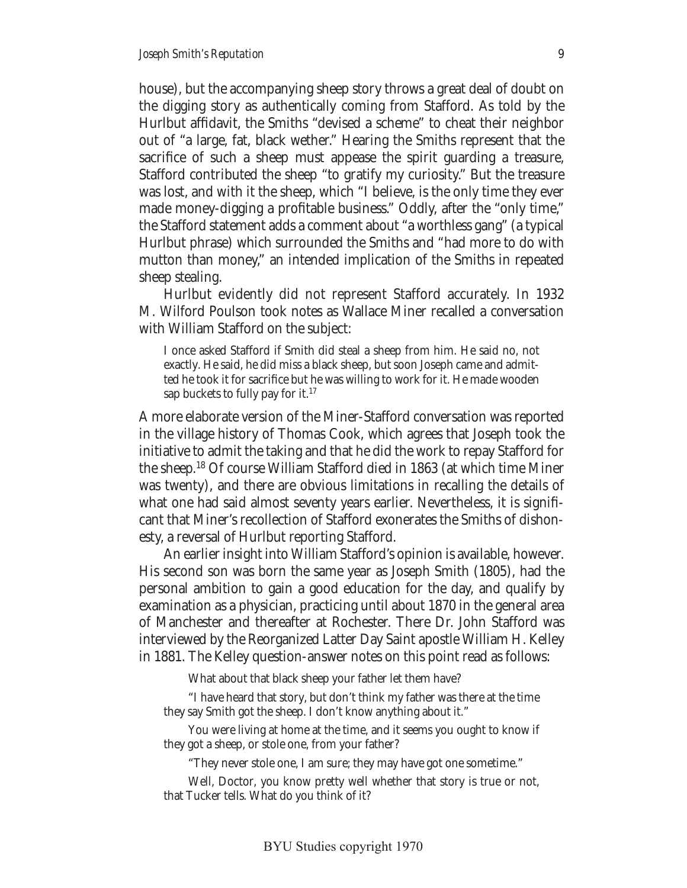house), but the accompanying sheep story throws a great deal of doubt on the digging story as authentically coming from Stafford. As told by the Hurlbut affidavit, the Smiths "devised a scheme" to cheat their neighbor out of "a large, fat, black wether." Hearing the Smiths represent that the sacrifice of such a sheep must appease the spirit guarding a treasure, Stafford contributed the sheep "to gratify my curiosity." But the treasure was lost, and with it the sheep, which "I believe, is the only time they ever made money-digging a profitable business." Oddly, after the "only time," the Stafford statement adds a comment about "a worthless gang" (a typical Hurlbut phrase) which surrounded the Smiths and "had more to do with mutton than money," an intended implication of the Smiths in repeated sheep stealing.

Hurlbut evidently did not represent Stafford accurately. In 1932 M. Wilford Poulson took notes as Wallace Miner recalled a conversation with William Stafford on the subject:

> I once asked Stafford if Smith did steal a sheep from him. He said no, not exactly. He said, he did miss a black sheep, but soon Joseph came and admitted he took it for sacrifice but he was willing to work for it. He made wooden sap buckets to fully pay for it.[17]

A more elaborate version of the Miner-Stafford conversation was reported in the village history of Thomas Cook, which agrees that Joseph took the initiative to admit the taking and that he did the work to repay Stafford for the sheep.[18] Of course William Stafford died in 1863 (at which time Miner was twenty), and there are obvious limitations in recalling the details of what one had said almost seventy years earlier. Nevertheless, it is significant that Miner's recollection of Stafford exonerates the Smiths of dishonesty, a reversal of Hurlbut reporting Stafford.

An earlier insight into William Stafford's opinion is available, however. His second son was born the same year as Joseph Smith (1805), had the personal ambition to gain a good education for the day, and qualify by examination as a physician, practicing until about 1870 in the general area of Manchester and thereafter at Rochester. There Dr. John Stafford was interviewed by the Reorganized Latter Day Saint apostle William H. Kelley in 1881. The Kelley question-answer notes on this point read as follows:

> What about that black sheep your father let them have?
>
> "I have heard that story, but don't think my father was there at the time they say Smith got the sheep. I don't know anything about it."
>
> You were living at home at the time, and it seems you ought to know if they got a sheep, or stole one, from your father?
>
> "They never stole one, I am sure; they may have got one sometime."
>
> Well, Doctor, you know pretty well whether that story is true or not, that Tucker tells. What do you think of it?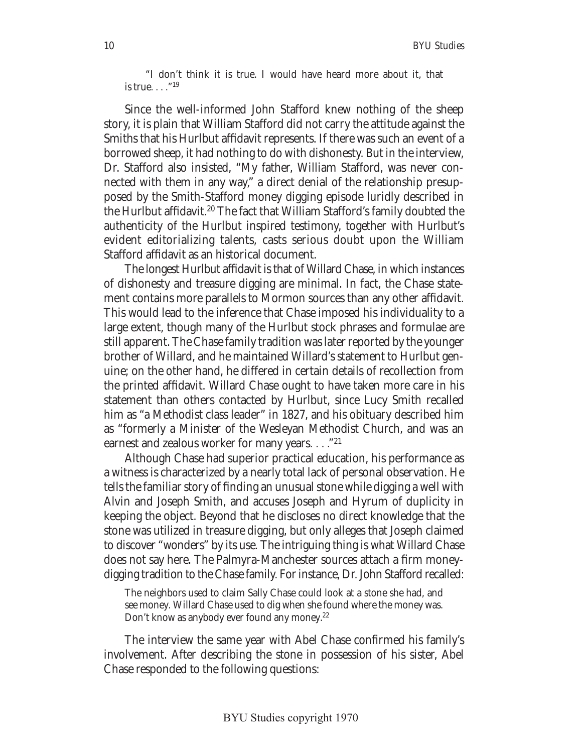> "I don't think it is true. I would have heard more about it, that is true. . . ."[19]

Since the well-informed John Stafford knew nothing of the sheep story, it is plain that William Stafford did not carry the attitude against the Smiths that his Hurlbut affidavit represents. If there was such an event of a borrowed sheep, it had nothing to do with dishonesty. But in the interview, Dr. Stafford also insisted, "My father, William Stafford, was never connected with them in any way," a direct denial of the relationship presupposed by the Smith-Stafford money digging episode luridly described in the Hurlbut affidavit.[20] The fact that William Stafford's family doubted the authenticity of the Hurlbut inspired testimony, together with Hurlbut's evident editorializing talents, casts serious doubt upon the William Stafford affidavit as an historical document.

The longest Hurlbut affidavit is that of Willard Chase, in which instances of dishonesty and treasure digging are minimal. In fact, the Chase statement contains more parallels to Mormon sources than any other affidavit. This would lead to the inference that Chase imposed his individuality to a large extent, though many of the Hurlbut stock phrases and formulae are still apparent. The Chase family tradition was later reported by the younger brother of Willard, and he maintained Willard's statement to Hurlbut genuine; on the other hand, he differed in certain details of recollection from the printed affidavit. Willard Chase ought to have taken more care in his statement than others contacted by Hurlbut, since Lucy Smith recalled him as "a Methodist class leader" in 1827, and his obituary described him as "formerly a Minister of the Wesleyan Methodist Church, and was an earnest and zealous worker for many years. . . ."[21]

Although Chase had superior practical education, his performance as a witness is characterized by a nearly total lack of personal observation. He tells the familiar story of finding an unusual stone while digging a well with Alvin and Joseph Smith, and accuses Joseph and Hyrum of duplicity in keeping the object. Beyond that he discloses no direct knowledge that the stone was utilized in treasure digging, but only alleges that Joseph claimed to discover "wonders" by its use. The intriguing thing is what Willard Chase does not say here. The Palmyra-Manchester sources attach a firm money-digging tradition to the Chase family. For instance, Dr. John Stafford recalled:

> The neighbors used to claim Sally Chase could look at a stone she had, and see money. Willard Chase used to dig when she found where the money was. Don't know as anybody ever found any money.[22]

The interview the same year with Abel Chase confirmed his family's involvement. After describing the stone in possession of his sister, Abel Chase responded to the following questions: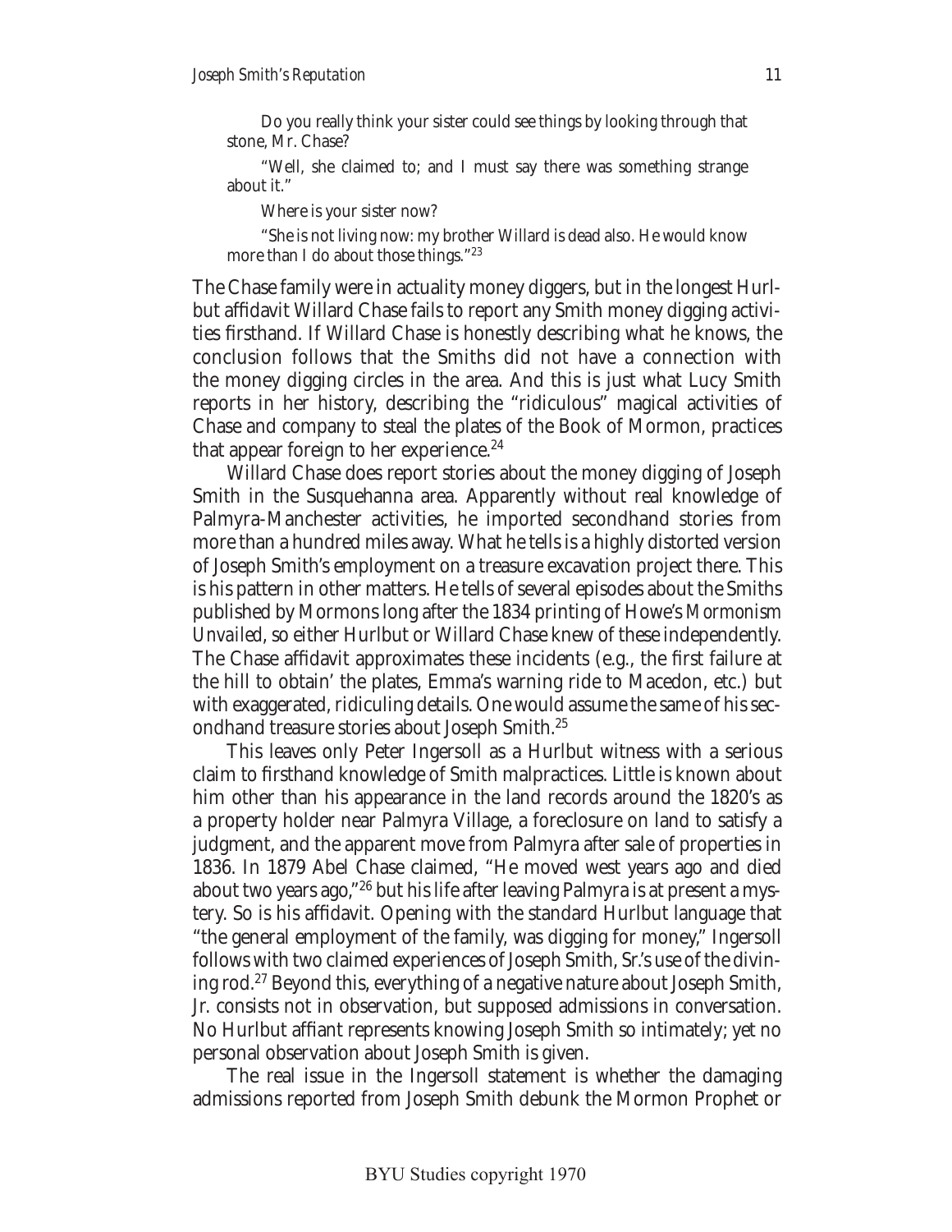Do you really think your sister could see things by looking through that stone, Mr. Chase?

"Well, she claimed to; and I must say there was something strange about it."

Where is your sister now?

"She is not living now: my brother Willard is dead also. He would know more than I do about those things."[23]

The Chase family were in actuality money diggers, but in the longest Hurlbut affidavit Willard Chase fails to report any Smith money digging activities firsthand. If Willard Chase is honestly describing what he knows, the conclusion follows that the Smiths did not have a connection with the money digging circles in the area. And this is just what Lucy Smith reports in her history, describing the "ridiculous" magical activities of Chase and company to steal the plates of the Book of Mormon, practices that appear foreign to her experience.[24]

Willard Chase does report stories about the money digging of Joseph Smith in the Susquehanna area. Apparently without real knowledge of Palmyra-Manchester activities, he imported secondhand stories from more than a hundred miles away. What he tells is a highly distorted version of Joseph Smith's employment on a treasure excavation project there. This is his pattern in other matters. He tells of several episodes about the Smiths published by Mormons long after the 1834 printing of Howe's *Mormonism Unvailed*, so either Hurlbut or Willard Chase knew of these independently. The Chase affidavit approximates these incidents (e.g., the first failure at the hill to obtain' the plates, Emma's warning ride to Macedon, etc.) but with exaggerated, ridiculing details. One would assume the same of his secondhand treasure stories about Joseph Smith.[25]

This leaves only Peter Ingersoll as a Hurlbut witness with a serious claim to firsthand knowledge of Smith malpractices. Little is known about him other than his appearance in the land records around the 1820's as a property holder near Palmyra Village, a foreclosure on land to satisfy a judgment, and the apparent move from Palmyra after sale of properties in 1836. In 1879 Abel Chase claimed, "He moved west years ago and died about two years ago,"[26] but his life after leaving Palmyra is at present a mystery. So is his affidavit. Opening with the standard Hurlbut language that "the general employment of the family, was digging for money," Ingersoll follows with two claimed experiences of Joseph Smith, Sr.'s use of the divining rod.[27] Beyond this, everything of a negative nature about Joseph Smith, Jr. consists not in observation, but supposed admissions in conversation. No Hurlbut affiant represents knowing Joseph Smith so intimately; yet no personal observation about Joseph Smith is given.

The real issue in the Ingersoll statement is whether the damaging admissions reported from Joseph Smith debunk the Mormon Prophet or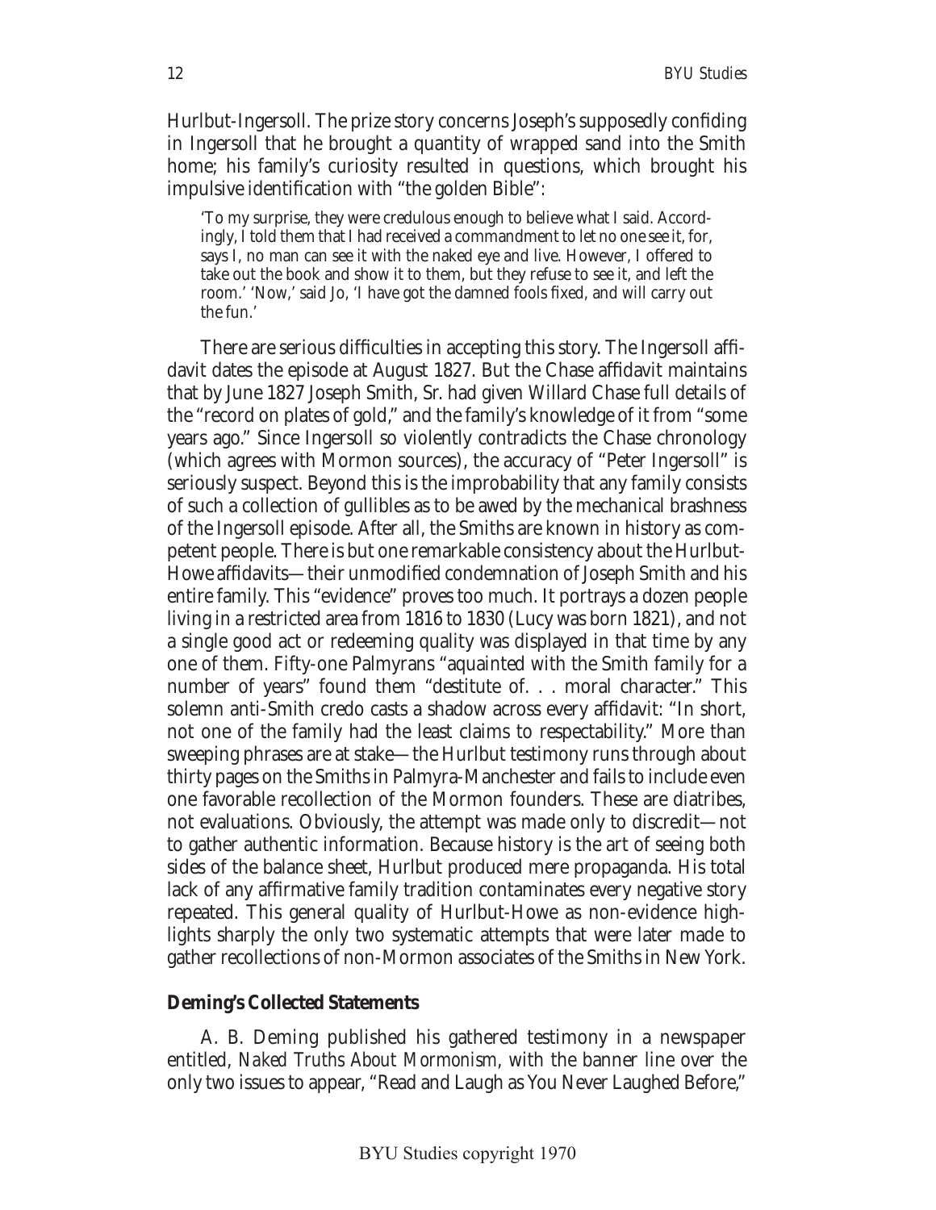Hurlbut-Ingersoll. The prize story concerns Joseph's supposedly confiding in Ingersoll that he brought a quantity of wrapped sand into the Smith home; his family's curiosity resulted in questions, which brought his impulsive identification with "the golden Bible":

> 'To my surprise, they were credulous enough to believe what I said. Accordingly, I told them that I had received a commandment to let no one see it, for, says I, no man can see it with the naked eye and live. However, I offered to take out the book and show it to them, but they refuse to see it, and left the room.' 'Now,' said Jo, 'I have got the damned fools fixed, and will carry out the fun.'

There are serious difficulties in accepting this story. The Ingersoll affidavit dates the episode at August 1827. But the Chase affidavit maintains that by June 1827 Joseph Smith, Sr. had given Willard Chase full details of the "record on plates of gold," and the family's knowledge of it from "some years ago." Since Ingersoll so violently contradicts the Chase chronology (which agrees with Mormon sources), the accuracy of "Peter Ingersoll" is seriously suspect. Beyond this is the improbability that any family consists of such a collection of gullibles as to be awed by the mechanical brashness of the Ingersoll episode. After all, the Smiths are known in history as competent people. There is but one remarkable consistency about the Hurlbut-Howe affidavits—their unmodified condemnation of Joseph Smith and his entire family. This "evidence" proves too much. It portrays a dozen people living in a restricted area from 1816 to 1830 (Lucy was born 1821), and not a single good act or redeeming quality was displayed in that time by any one of them. Fifty-one Palmyrans "aquainted with the Smith family for a number of years" found them "destitute of. . . moral character." This solemn anti-Smith credo casts a shadow across every affidavit: "In short, not one of the family had the least claims to respectability." More than sweeping phrases are at stake—the Hurlbut testimony runs through about thirty pages on the Smiths in Palmyra-Manchester and fails to include even one favorable recollection of the Mormon founders. These are diatribes, not evaluations. Obviously, the attempt was made only to discredit—not to gather authentic information. Because history is the art of seeing both sides of the balance sheet, Hurlbut produced mere propaganda. His total lack of any affirmative family tradition contaminates every negative story repeated. This general quality of Hurlbut-Howe as non-evidence highlights sharply the only two systematic attempts that were later made to gather recollections of non-Mormon associates of the Smiths in New York.

**Deming's Collected Statements**

A. B. Deming published his gathered testimony in a newspaper entitled, *Naked Truths About Mormonism*, with the banner line over the only two issues to appear, "Read and Laugh as You Never Laughed Before,"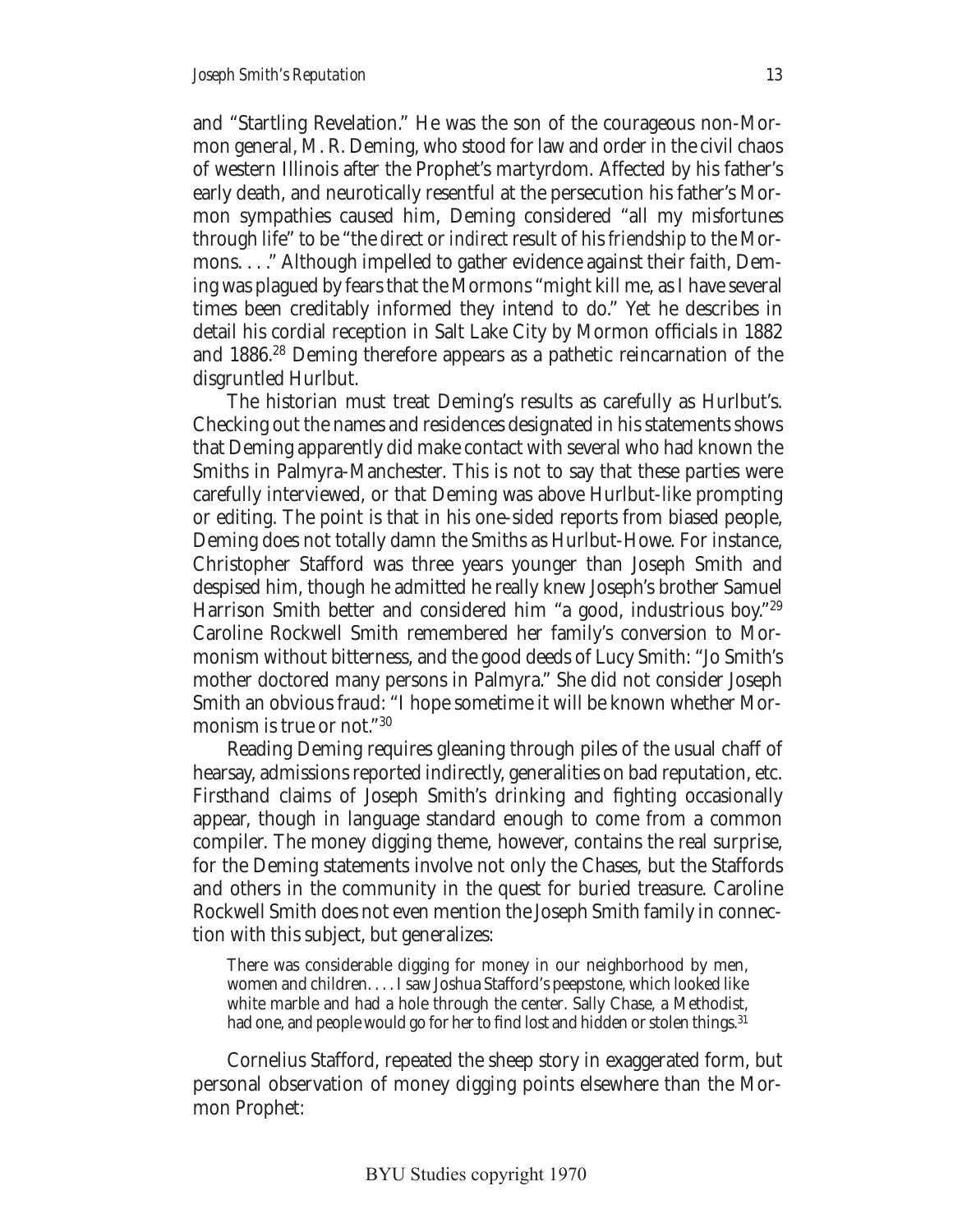and "Startling Revelation." He was the son of the courageous non-Mormon general, M. R. Deming, who stood for law and order in the civil chaos of western Illinois after the Prophet's martyrdom. Affected by his father's early death, and neurotically resentful at the persecution his father's Mormon sympathies caused him, Deming considered "all my *misfortunes* through life" to be "the *direct* or *indirect* result of his *friendship* to the Mormons. . . ." Although impelled to gather evidence against their faith, Deming was plagued by fears that the Mormons "might kill me, as I have several times been creditably informed they intend to do." Yet he describes in detail his cordial reception in Salt Lake City by Mormon officials in 1882 and 1886.[28] Deming therefore appears as a pathetic reincarnation of the disgruntled Hurlbut.

The historian must treat Deming's results as carefully as Hurlbut's. Checking out the names and residences designated in his statements shows that Deming apparently did make contact with several who had known the Smiths in Palmyra-Manchester. This is not to say that these parties were carefully interviewed, or that Deming was above Hurlbut-like prompting or editing. The point is that in his one-sided reports from biased people, Deming does not totally damn the Smiths as Hurlbut-Howe. For instance, Christopher Stafford was three years younger than Joseph Smith and despised him, though he admitted he really knew Joseph's brother Samuel Harrison Smith better and considered him "a good, industrious boy."[29] Caroline Rockwell Smith remembered her family's conversion to Mormonism without bitterness, and the good deeds of Lucy Smith: "Jo Smith's mother doctored many persons in Palmyra." She did not consider Joseph Smith an obvious fraud: "I hope sometime it will be known whether Mormonism is true or not."[30]

Reading Deming requires gleaning through piles of the usual chaff of hearsay, admissions reported indirectly, generalities on bad reputation, etc. Firsthand claims of Joseph Smith's drinking and fighting occasionally appear, though in language standard enough to come from a common compiler. The money digging theme, however, contains the real surprise, for the Deming statements involve not only the Chases, but the Staffords and others in the community in the quest for buried treasure. Caroline Rockwell Smith does not even mention the Joseph Smith family in connection with this subject, but generalizes:

> There was considerable digging for money in our neighborhood by men, women and children. . . . I saw Joshua Stafford's peepstone, which looked like white marble and had a hole through the center. Sally Chase, a Methodist, had one, and people would go for her to find lost and hidden or stolen things.[31]

Cornelius Stafford, repeated the sheep story in exaggerated form, but personal observation of money digging points elsewhere than the Mormon Prophet: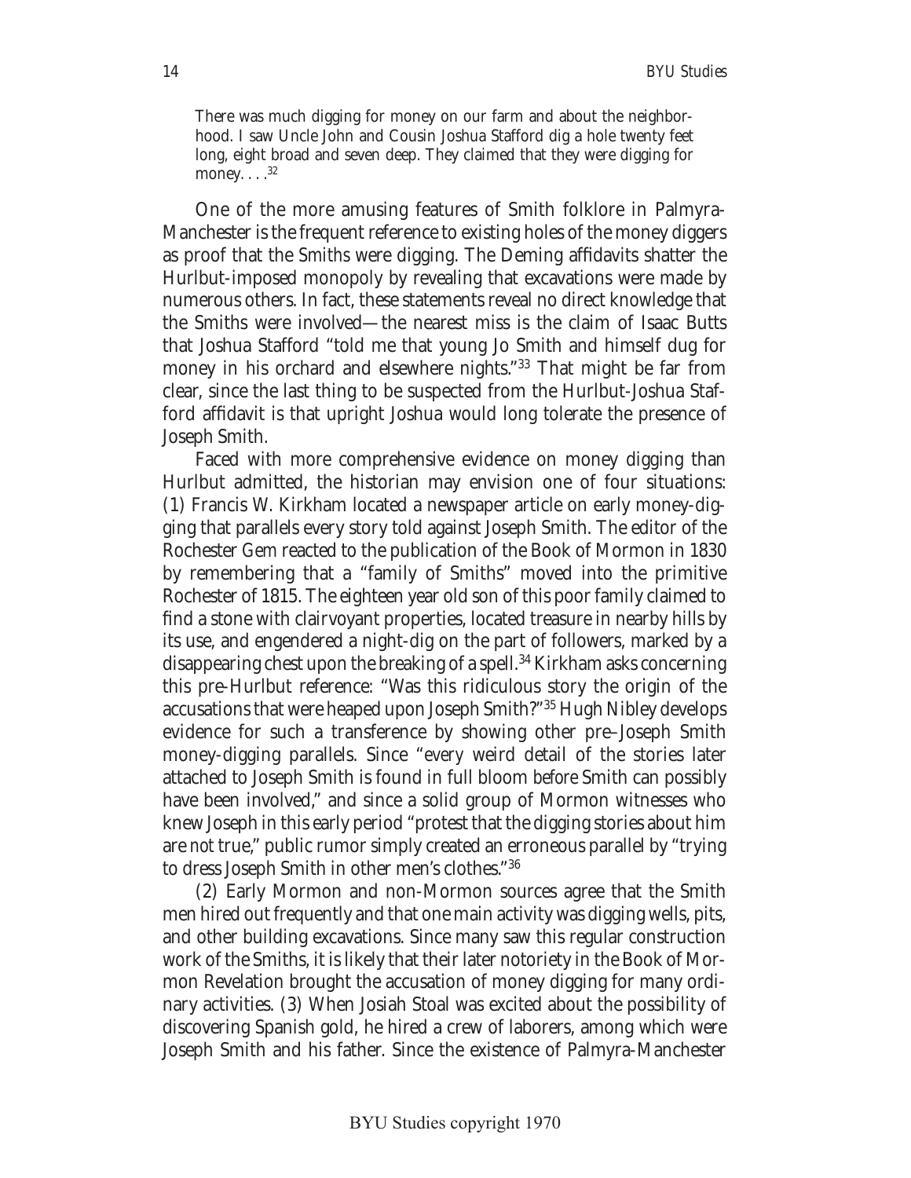> There was much digging for money on our farm and about the neighborhood. I saw Uncle John and Cousin Joshua Stafford dig a hole twenty feet long, eight broad and seven deep. They claimed that they were digging for money. . . .[32]

One of the more amusing features of Smith folklore in Palmyra-Manchester is the frequent reference to existing holes of the money diggers as proof that the Smiths were digging. The Deming affidavits shatter the Hurlbut-imposed monopoly by revealing that excavations were made by numerous others. In fact, these statements reveal no direct knowledge that the Smiths were involved—the nearest miss is the claim of Isaac Butts that Joshua Stafford "told me that young Jo Smith and himself dug for money in his orchard and elsewhere nights."[33] That might be far from clear, since the last thing to be suspected from the Hurlbut-Joshua Stafford affidavit is that upright Joshua would long tolerate the presence of Joseph Smith.

Faced with more comprehensive evidence on money digging than Hurlbut admitted, the historian may envision one of four situations: (1) Francis W. Kirkham located a newspaper article on early money-digging that parallels every story told against Joseph Smith. The editor of the Rochester *Gem* reacted to the publication of the Book of Mormon in 1830 by remembering that a "family of Smiths" moved into the primitive Rochester of 1815. The eighteen year old son of this poor family claimed to find a stone with clairvoyant properties, located treasure in nearby hills by its use, and engendered a night-dig on the part of followers, marked by a disappearing chest upon the breaking of a spell.[34] Kirkham asks concerning this pre-Hurlbut reference: "Was this ridiculous story the origin of the accusations that were heaped upon Joseph Smith?"[35] Hugh Nibley develops evidence for such a transference by showing other pre–Joseph Smith money-digging parallels. Since "*every* weird detail of the stories later attached to Joseph Smith is found in full bloom *before* Smith can possibly have been involved," and since a solid group of Mormon witnesses who knew Joseph in this early period "protest that the digging stories about him are *not* true," public rumor simply created an erroneous parallel by "trying to dress Joseph Smith in other men's clothes."[36]

(2) Early Mormon and non-Mormon sources agree that the Smith men hired out frequently and that one main activity was digging wells, pits, and other building excavations. Since many saw this regular construction work of the Smiths, it is likely that their later notoriety in the Book of Mormon Revelation brought the accusation of money digging for many ordinary activities. (3) When Josiah Stoal was excited about the possibility of discovering Spanish gold, he hired a crew of laborers, among which were Joseph Smith and his father. Since the existence of Palmyra-Manchester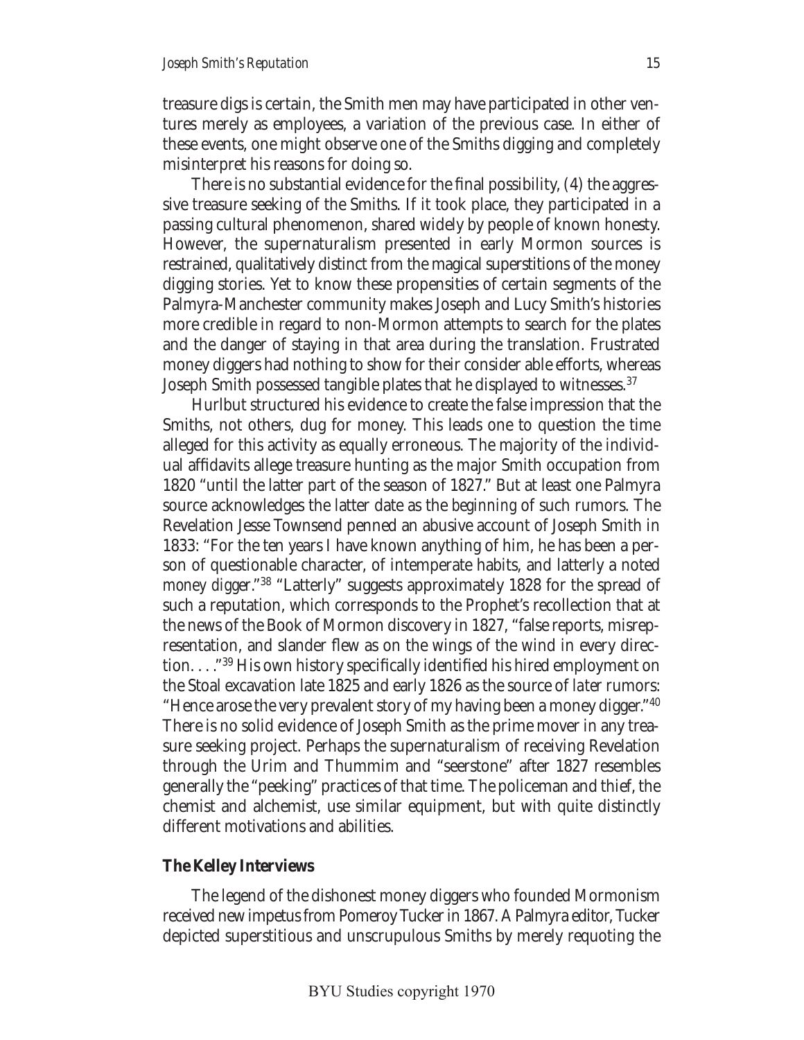treasure digs is certain, the Smith men may have participated in other ventures merely as employees, a variation of the previous case. In either of these events, one might observe one of the Smiths digging and completely misinterpret his reasons for doing so.

There is no substantial evidence for the final possibility, (4) the aggressive treasure seeking of the Smiths. If it took place, they participated in a passing cultural phenomenon, shared widely by people of known honesty. However, the supernaturalism presented in early Mormon sources is restrained, qualitatively distinct from the magical superstitions of the money digging stories. Yet to know these propensities of certain segments of the Palmyra-Manchester community makes Joseph and Lucy Smith's histories more credible in regard to non-Mormon attempts to search for the plates and the danger of staying in that area during the translation. Frustrated money diggers had nothing to show for their consider able efforts, whereas Joseph Smith possessed tangible plates that he displayed to witnesses.[37]

Hurlbut structured his evidence to create the false impression that the Smiths, not others, dug for money. This leads one to question the time alleged for this activity as equally erroneous. The majority of the individual affidavits allege treasure hunting as the major Smith occupation from 1820 "until the latter part of the season of 1827." But at least one Palmyra source acknowledges the latter date as the *beginning* of such rumors. The Revelation Jesse Townsend penned an abusive account of Joseph Smith in 1833: "For the ten years I have known anything of him, he has been a person of questionable character, of intemperate habits, and latterly a noted money digger."[38] "Latterly" suggests approximately 1828 for the spread of such a reputation, which corresponds to the Prophet's recollection that at the news of the Book of Mormon discovery in 1827, "false reports, misrepresentation, and slander flew as on the wings of the wind in every direction. . . ."[39] His own history specifically identified his hired employment on the Stoal excavation late 1825 and early 1826 as the source of later rumors: "Hence arose the very prevalent story of my having been a money digger."[40] There is no solid evidence of Joseph Smith as the prime mover in any treasure seeking project. Perhaps the supernaturalism of receiving Revelation through the Urim and Thummim and "seerstone" after 1827 resembles generally the "peeking" practices of that time. The policeman and thief, the chemist and alchemist, use similar equipment, but with quite distinctly different motivations and abilities.

### The Kelley Interviews

The legend of the dishonest money diggers who founded Mormonism received new impetus from Pomeroy Tucker in 1867. A Palmyra editor, Tucker depicted superstitious and unscrupulous Smiths by merely requoting the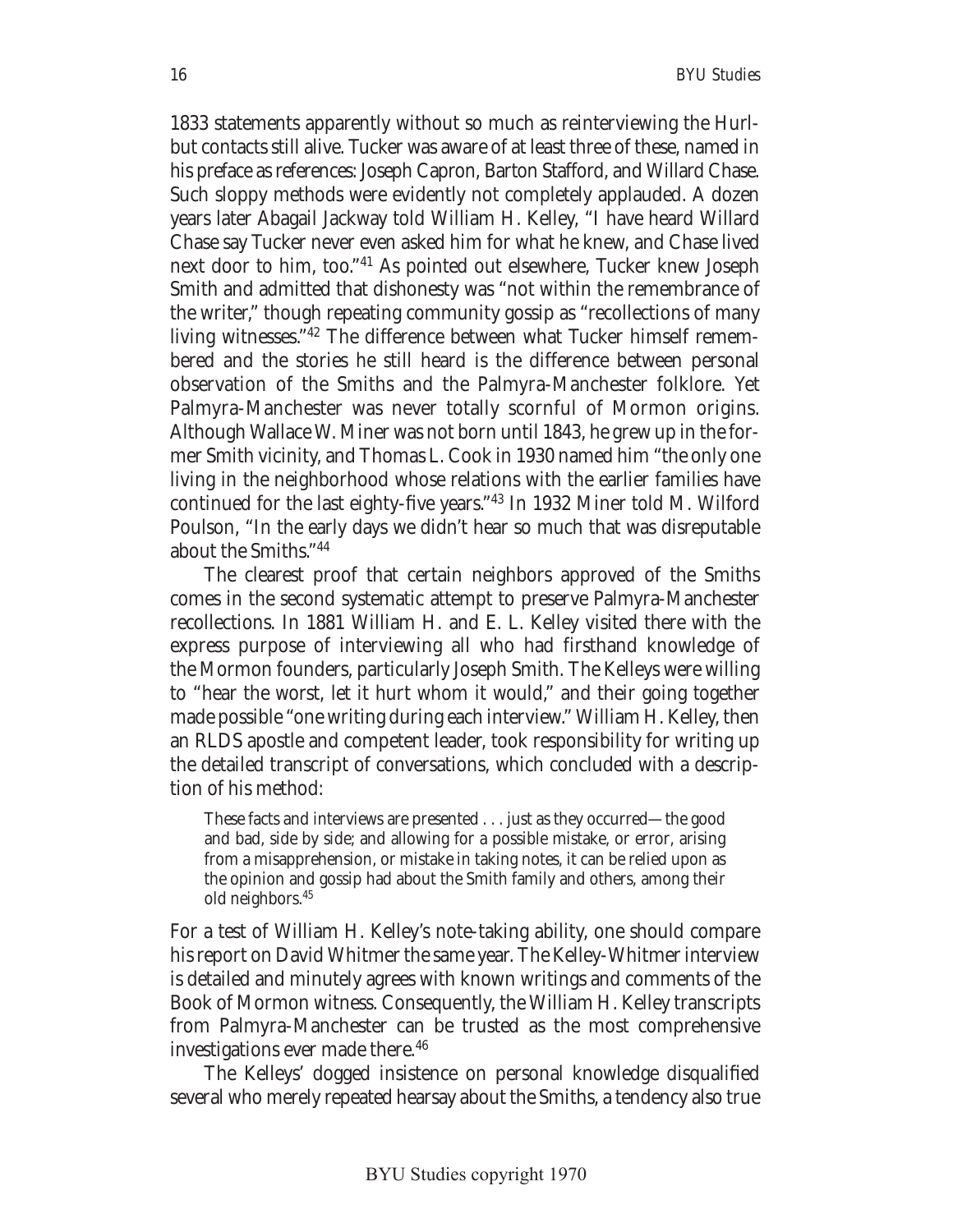1833 statements apparently without so much as reinterviewing the Hurlbut contacts still alive. Tucker was aware of at least three of these, named in his preface as references: Joseph Capron, Barton Stafford, and Willard Chase. Such sloppy methods were evidently not completely applauded. A dozen years later Abagail Jackway told William H. Kelley, "I have heard Willard Chase say Tucker never even asked him for what he knew, and Chase lived next door to him, too."[41] As pointed out elsewhere, Tucker knew Joseph Smith and admitted that dishonesty was "not within the remembrance of the writer," though repeating community gossip as "recollections of many living witnesses."[42] The difference between what Tucker himself remembered and the stories he still heard is the difference between personal observation of the Smiths and the Palmyra-Manchester folklore. Yet Palmyra-Manchester was never totally scornful of Mormon origins. Although Wallace W. Miner was not born until 1843, he grew up in the former Smith vicinity, and Thomas L. Cook in 1930 named him "the only one living in the neighborhood whose relations with the earlier families have continued for the last eighty-five years."[43] In 1932 Miner told M. Wilford Poulson, "In the early days we didn't hear so much that was disreputable about the Smiths."[44]

The clearest proof that certain neighbors approved of the Smiths comes in the second systematic attempt to preserve Palmyra-Manchester recollections. In 1881 William H. and E. L. Kelley visited there with the express purpose of interviewing all who had firsthand knowledge of the Mormon founders, particularly Joseph Smith. The Kelleys were willing to "hear the worst, let it hurt whom it would," and their going together made possible "one writing during each interview." William H. Kelley, then an RLDS apostle and competent leader, took responsibility for writing up the detailed transcript of conversations, which concluded with a description of his method:

> These facts and interviews are presented . . . just as they occurred—the good and bad, side by side; and allowing for a possible mistake, or error, arising from a misapprehension, or mistake in taking notes, it can be relied upon as the opinion and gossip had about the Smith family and others, among their old neighbors.[45]

For a test of William H. Kelley's note-taking ability, one should compare his report on David Whitmer the same year. The Kelley-Whitmer interview is detailed and minutely agrees with known writings and comments of the Book of Mormon witness. Consequently, the William H. Kelley transcripts from Palmyra-Manchester can be trusted as the most comprehensive investigations ever made there.[46]

The Kelleys' dogged insistence on personal knowledge disqualified several who merely repeated hearsay about the Smiths, a tendency also true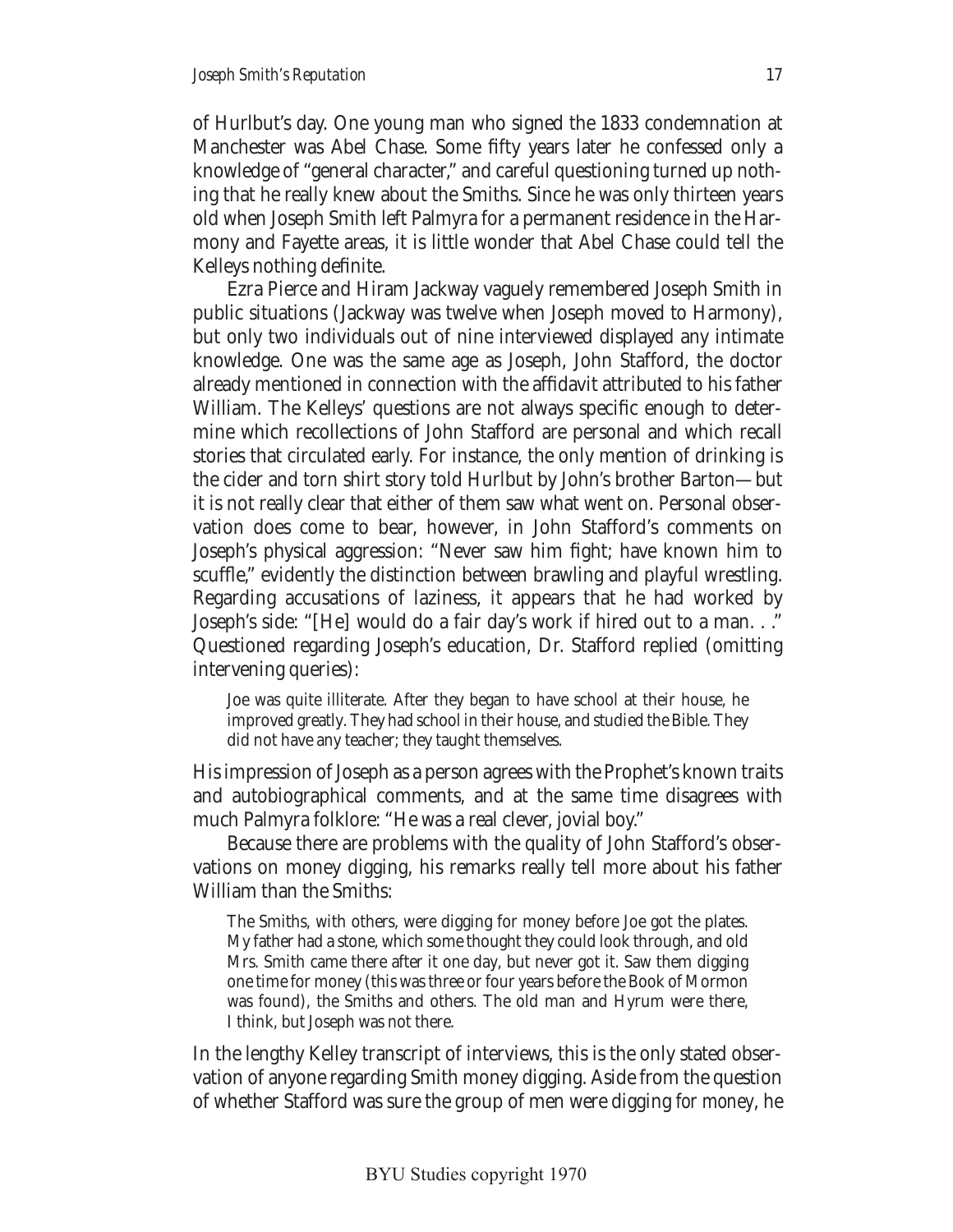of Hurlbut's day. One young man who signed the 1833 condemnation at Manchester was Abel Chase. Some fifty years later he confessed only a knowledge of "general character," and careful questioning turned up nothing that he really knew about the Smiths. Since he was only thirteen years old when Joseph Smith left Palmyra for a permanent residence in the Harmony and Fayette areas, it is little wonder that Abel Chase could tell the Kelleys nothing definite.

Ezra Pierce and Hiram Jackway vaguely remembered Joseph Smith in public situations (Jackway was twelve when Joseph moved to Harmony), but only two individuals out of nine interviewed displayed any intimate knowledge. One was the same age as Joseph, John Stafford, the doctor already mentioned in connection with the affidavit attributed to his father William. The Kelleys' questions are not always specific enough to determine which recollections of John Stafford are personal and which recall stories that circulated early. For instance, the only mention of drinking is the cider and torn shirt story told Hurlbut by John's brother Barton—but it is not really clear that either of them saw what went on. Personal observation does come to bear, however, in John Stafford's comments on Joseph's physical aggression: "Never saw him fight; have known him to scuffle," evidently the distinction between brawling and playful wrestling. Regarding accusations of laziness, it appears that he had worked by Joseph's side: "[He] would do a fair day's work if hired out to a man. . ." Questioned regarding Joseph's education, Dr. Stafford replied (omitting intervening queries):

> Joe was quite illiterate. After they began to have school at their house, he improved greatly. They had school in their house, and studied the Bible. They did not have any teacher; they taught themselves.

His impression of Joseph as a person agrees with the Prophet's known traits and autobiographical comments, and at the same time disagrees with much Palmyra folklore: "He was a real clever, jovial boy."

Because there are problems with the quality of John Stafford's observations on money digging, his remarks really tell more about his father William than the Smiths:

> The Smiths, with others, were digging for money before Joe got the plates. My father had a stone, which some thought they could look through, and old Mrs. Smith came there after it one day, but never got it. Saw them digging one time for money (this was three or four years before the Book of Mormon was found), the Smiths and others. The old man and Hyrum were there, I think, but Joseph was not there.

In the lengthy Kelley transcript of interviews, this is the only stated observation of anyone regarding Smith money digging. Aside from the question of whether Stafford was sure the group of men were digging for money, he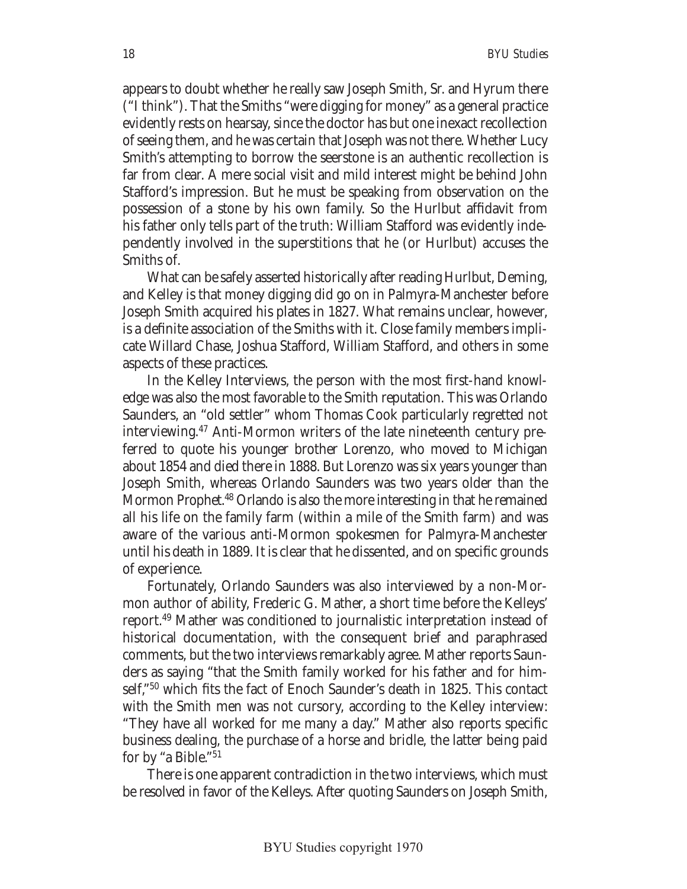appears to doubt whether he really saw Joseph Smith, Sr. and Hyrum there ("I think"). That the Smiths "were digging for money" as a general practice evidently rests on hearsay, since the doctor has but one inexact recollection of seeing them, and he was certain that Joseph was not there. Whether Lucy Smith's attempting to borrow the seerstone is an authentic recollection is far from clear. A mere social visit and mild interest might be behind John Stafford's impression. But he must be speaking from observation on the possession of a stone by his own family. So the Hurlbut affidavit from his father only tells part of the truth: William Stafford was evidently independently involved in the superstitions that he (or Hurlbut) accuses the Smiths of.

What can be safely asserted historically after reading Hurlbut, Deming, and Kelley is that money digging did go on in Palmyra-Manchester before Joseph Smith acquired his plates in 1827. What remains unclear, however, is a definite association of the Smiths with it. Close family members implicate Willard Chase, Joshua Stafford, William Stafford, and others in some aspects of these practices.

In the Kelley Interviews, the person with the most first-hand knowledge was also the most favorable to the Smith reputation. This was Orlando Saunders, an "old settler" whom Thomas Cook particularly regretted not interviewing.[47] Anti-Mormon writers of the late nineteenth century preferred to quote his younger brother Lorenzo, who moved to Michigan about 1854 and died there in 1888. But Lorenzo was six years younger than Joseph Smith, whereas Orlando Saunders was two years older than the Mormon Prophet.[48] Orlando is also the more interesting in that he remained all his life on the family farm (within a mile of the Smith farm) and was aware of the various anti-Mormon spokesmen for Palmyra-Manchester until his death in 1889. It is clear that he dissented, and on specific grounds of experience.

Fortunately, Orlando Saunders was also interviewed by a non-Mormon author of ability, Frederic G. Mather, a short time before the Kelleys' report.[49] Mather was conditioned to journalistic interpretation instead of historical documentation, with the consequent brief and paraphrased comments, but the two interviews remarkably agree. Mather reports Saunders as saying "that the Smith family worked for his father and for himself,"[50] which fits the fact of Enoch Saunder's death in 1825. This contact with the Smith men was not cursory, according to the Kelley interview: "They have all worked for me many a day." Mather also reports specific business dealing, the purchase of a horse and bridle, the latter being paid for by "a Bible."[51]

There is one apparent contradiction in the two interviews, which must be resolved in favor of the Kelleys. After quoting Saunders on Joseph Smith,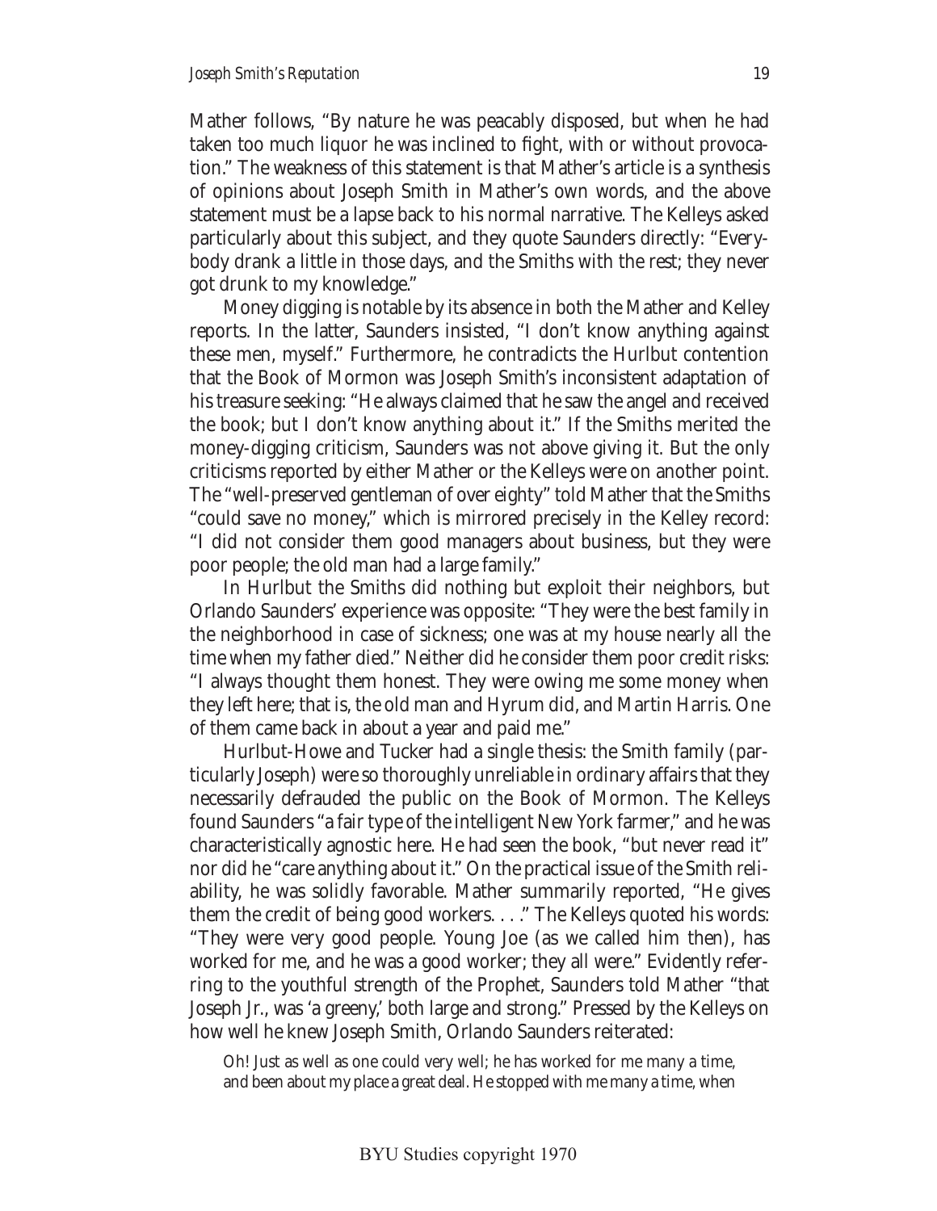Mather follows, "By nature he was peacably disposed, but when he had taken too much liquor he was inclined to fight, with or without provocation." The weakness of this statement is that Mather's article is a synthesis of opinions about Joseph Smith in Mather's own words, and the above statement must be a lapse back to his normal narrative. The Kelleys asked particularly about this subject, and they quote Saunders directly: "Everybody drank a little in those days, and the Smiths with the rest; they never got drunk to my knowledge."

Money digging is notable by its absence in both the Mather and Kelley reports. In the latter, Saunders insisted, "I don't know anything against these men, myself." Furthermore, he contradicts the Hurlbut contention that the Book of Mormon was Joseph Smith's inconsistent adaptation of his treasure seeking: "He always claimed that he saw the angel and received the book; but I don't know anything about it." If the Smiths merited the money-digging criticism, Saunders was not above giving it. But the only criticisms reported by either Mather or the Kelleys were on another point. The "well-preserved gentleman of over eighty" told Mather that the Smiths "could save no money," which is mirrored precisely in the Kelley record: "I did not consider them good managers about business, but they were poor people; the old man had a large family."

In Hurlbut the Smiths did nothing but exploit their neighbors, but Orlando Saunders' experience was opposite: "They were the best family in the neighborhood in case of sickness; one was at my house nearly all the time when my father died." Neither did he consider them poor credit risks: "I always thought them honest. They were owing me some money when they left here; that is, the old man and Hyrum did, and Martin Harris. One of them came back in about a year and paid me."

Hurlbut-Howe and Tucker had a single thesis: the Smith family (particularly Joseph) were so thoroughly unreliable in ordinary affairs that they necessarily defrauded the public on the Book of Mormon. The Kelleys found Saunders "a fair type of the intelligent New York farmer," and he was characteristically agnostic here. He had seen the book, "but never read it" nor did he "care anything about it." On the practical issue of the Smith reliability, he was solidly favorable. Mather summarily reported, "He gives them the credit of being good workers. . . ." The Kelleys quoted his words: "They were very good people. Young Joe (as we called him then), has worked for me, and he was a good worker; they all were." Evidently referring to the youthful strength of the Prophet, Saunders told Mather "that Joseph Jr., was 'a greeny,' both large and strong." Pressed by the Kelleys on how well he knew Joseph Smith, Orlando Saunders reiterated:

> Oh! Just as well as one could very well; he has worked for me many a time, and been about my place a great deal. He stopped with me many a time, when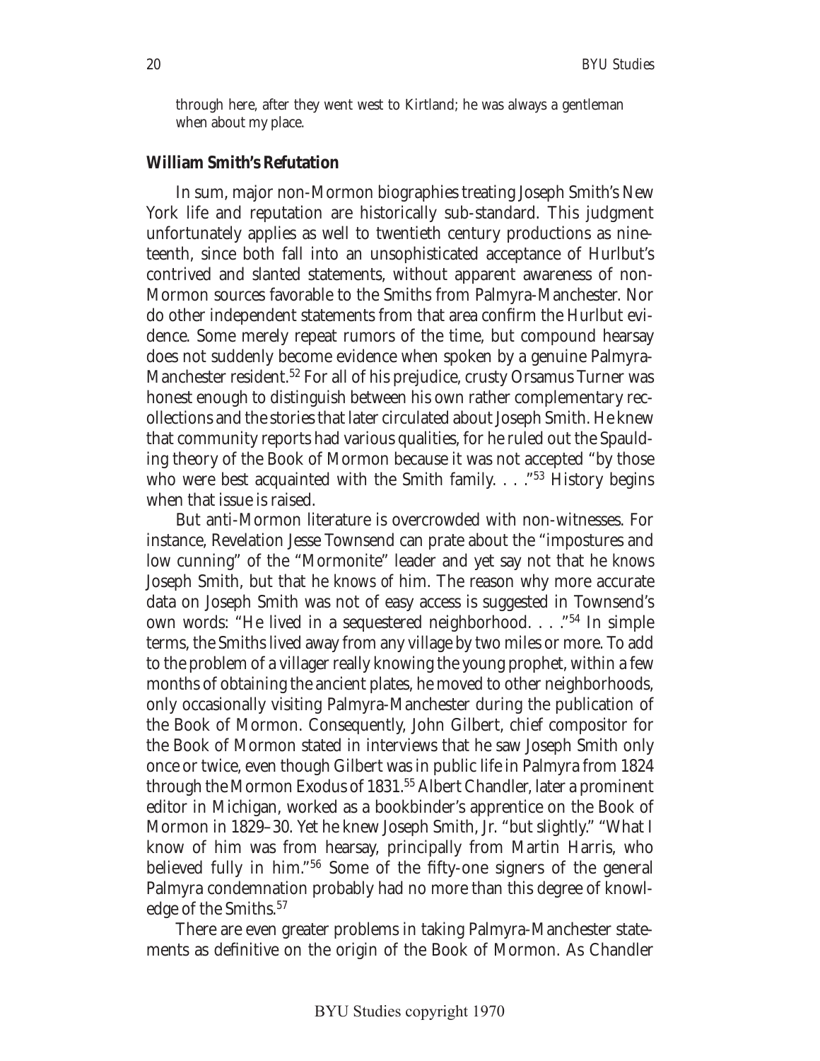through here, after they went west to Kirtland; he was always a gentleman when about my place.

### William Smith's Refutation

In sum, major non-Mormon biographies treating Joseph Smith's New York life and reputation are historically sub-standard. This judgment unfortunately applies as well to twentieth century productions as nineteenth, since both fall into an unsophisticated acceptance of Hurlbut's contrived and slanted statements, without apparent awareness of non-Mormon sources favorable to the Smiths from Palmyra-Manchester. Nor do other independent statements from that area confirm the Hurlbut evidence. Some merely repeat rumors of the time, but compound hearsay does not suddenly become evidence when spoken by a genuine Palmyra-Manchester resident.[52] For all of his prejudice, crusty Orsamus Turner was honest enough to distinguish between his own rather complementary recollections and the stories that later circulated about Joseph Smith. He knew that community reports had various qualities, for he ruled out the Spaulding theory of the Book of Mormon because it was not accepted "by those who were best acquainted with the Smith family. . . ."[53] History begins when that issue is raised.

But anti-Mormon literature is overcrowded with non-witnesses. For instance, Revelation Jesse Townsend can prate about the "impostures and low cunning" of the "Mormonite" leader and yet say not that he *knows* Joseph Smith, but that he *knows of* him. The reason why more accurate data on Joseph Smith was not of easy access is suggested in Townsend's own words: "He lived in a sequestered neighborhood. . . ."[54] In simple terms, the Smiths lived away from any village by two miles or more. To add to the problem of a villager really knowing the young prophet, within a few months of obtaining the ancient plates, he moved to other neighborhoods, only occasionally visiting Palmyra-Manchester during the publication of the Book of Mormon. Consequently, John Gilbert, chief compositor for the Book of Mormon stated in interviews that he saw Joseph Smith only once or twice, even though Gilbert was in public life in Palmyra from 1824 through the Mormon Exodus of 1831.[55] Albert Chandler, later a prominent editor in Michigan, worked as a bookbinder's apprentice on the Book of Mormon in 1829–30. Yet he knew Joseph Smith, Jr. "but slightly." "What I know of him was from hearsay, principally from Martin Harris, who believed fully in him."[56] Some of the fifty-one signers of the general Palmyra condemnation probably had no more than this degree of knowledge of the Smiths.[57]

There are even greater problems in taking Palmyra-Manchester statements as definitive on the origin of the Book of Mormon. As Chandler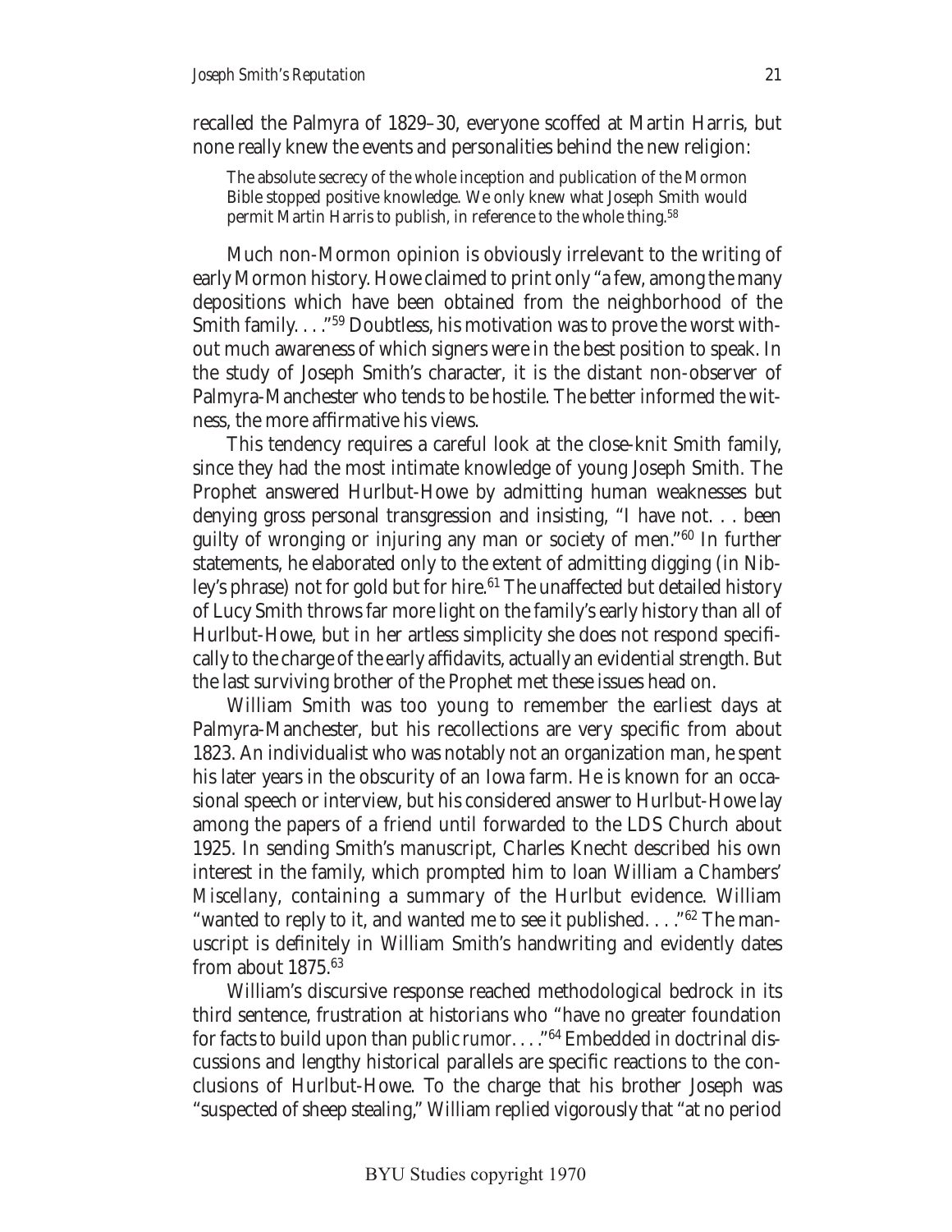recalled the Palmyra of 1829–30, everyone scoffed at Martin Harris, but none really knew the events and personalities behind the new religion:

> The absolute secrecy of the whole inception and publication of the Mormon Bible stopped positive knowledge. We only knew what Joseph Smith would permit Martin Harris to publish, in reference to the whole thing.[58]

Much non-Mormon opinion is obviously irrelevant to the writing of early Mormon history. Howe claimed to print only "a few, among the many depositions which have been obtained from the neighborhood of the Smith family. . . ."[59] Doubtless, his motivation was to prove the worst without much awareness of which signers were in the best position to speak. In the study of Joseph Smith's character, it is the distant non-observer of Palmyra-Manchester who tends to be hostile. The better informed the witness, the more affirmative his views.

This tendency requires a careful look at the close-knit Smith family, since they had the most intimate knowledge of young Joseph Smith. The Prophet answered Hurlbut-Howe by admitting human weaknesses but denying gross personal transgression and insisting, "I have not. . . been guilty of wronging or injuring any man or society of men."[60] In further statements, he elaborated only to the extent of admitting digging (in Nibley's phrase) not for gold but for hire.[61] The unaffected but detailed history of Lucy Smith throws far more light on the family's early history than all of Hurlbut-Howe, but in her artless simplicity she does not respond specifically to the charge of the early affidavits, actually an evidential strength. But the last surviving brother of the Prophet met these issues head on.

William Smith was too young to remember the earliest days at Palmyra-Manchester, but his recollections are very specific from about 1823. An individualist who was notably not an organization man, he spent his later years in the obscurity of an Iowa farm. He is known for an occasional speech or interview, but his considered answer to Hurlbut-Howe lay among the papers of a friend until forwarded to the LDS Church about 1925. In sending Smith's manuscript, Charles Knecht described his own interest in the family, which prompted him to loan William a *Chambers' Miscellany*, containing a summary of the Hurlbut evidence. William "wanted to reply to it, and wanted me to see it published. . . ."[62] The manuscript is definitely in William Smith's handwriting and evidently dates from about 1875.[63]

William's discursive response reached methodological bedrock in its third sentence, frustration at historians who "have no greater foundation for facts to build upon than *public rumor*. . . ."[64] Embedded in doctrinal discussions and lengthy historical parallels are specific reactions to the conclusions of Hurlbut-Howe. To the charge that his brother Joseph was "suspected of sheep stealing," William replied vigorously that "at no period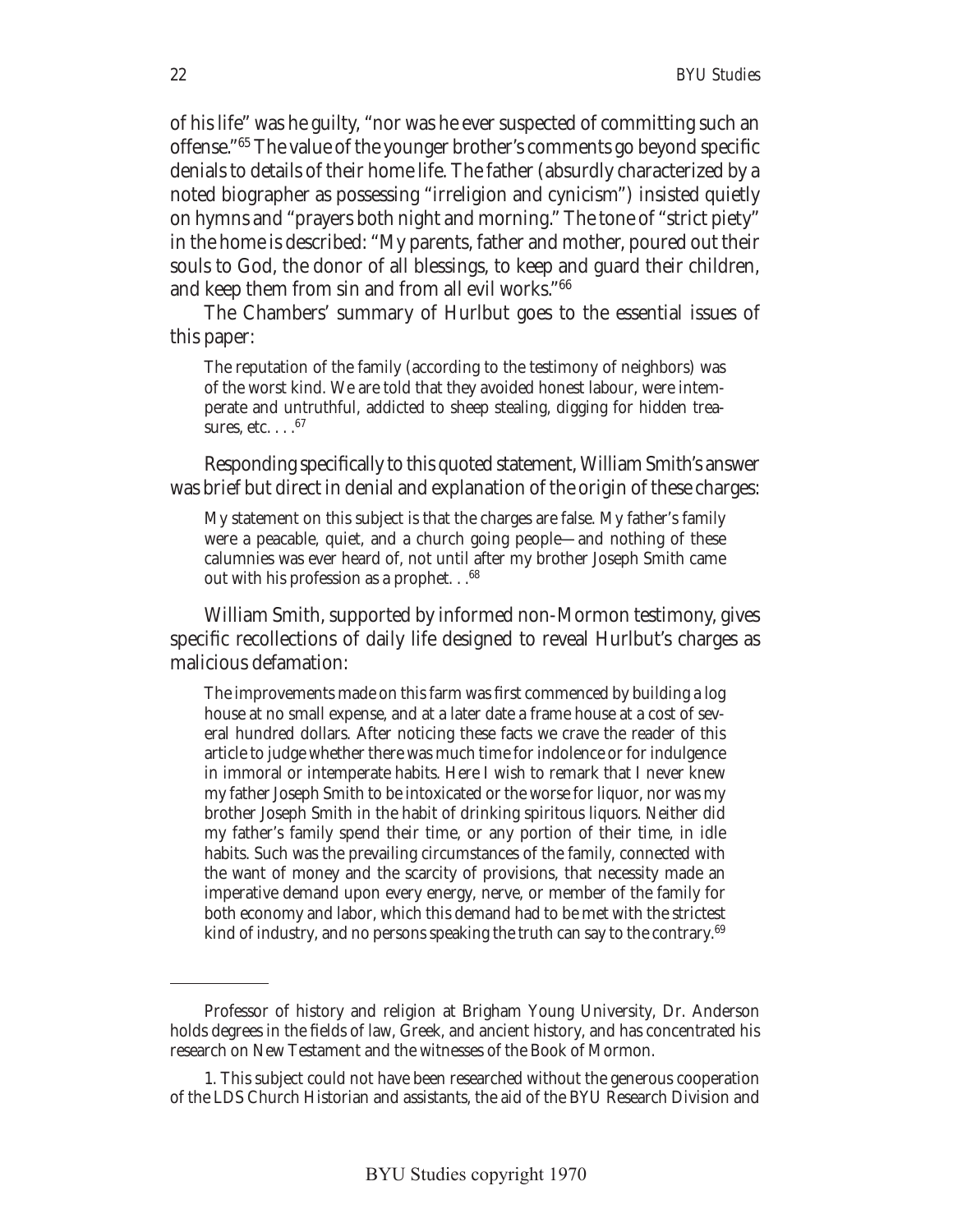of his life" was he guilty, "nor was he ever suspected of committing such an offense."[65] The value of the younger brother's comments go beyond specific denials to details of their home life. The father (absurdly characterized by a noted biographer as possessing "irreligion and cynicism") insisted quietly on hymns and "prayers both night and morning." The tone of "strict piety" in the home is described: "My parents, father and mother, poured out their souls to God, the donor of all blessings, to keep and guard their children, and keep them from sin and from all evil works."[66]

The Chambers' summary of Hurlbut goes to the essential issues of this paper:

> The reputation of the family (according to the testimony of neighbors) was of the worst kind. We are told that they avoided honest labour, were intemperate and untruthful, addicted to sheep stealing, digging for hidden treasures, etc. . . .[67]

Responding specifically to this quoted statement, William Smith's answer was brief but direct in denial and explanation of the origin of these charges:

> My statement on this subject is that the charges are false. My father's family were a peacable, quiet, and a church going people—and nothing of these calumnies was ever heard of, not until after my brother Joseph Smith came out with his profession as a prophet. . .[68]

William Smith, supported by informed non-Mormon testimony, gives specific recollections of daily life designed to reveal Hurlbut's charges as malicious defamation:

> The improvements made on this farm was first commenced by building a log house at no small expense, and at a later date a frame house at a cost of several hundred dollars. After noticing these facts we crave the reader of this article to judge whether there was much time for indolence or for indulgence in immoral or intemperate habits. Here I wish to remark that I never knew my father Joseph Smith to be intoxicated or the worse for liquor, nor was my brother Joseph Smith in the habit of drinking spiritous liquors. Neither did my father's family spend their time, or any portion of their time, in idle habits. Such was the prevailing circumstances of the family, connected with the want of money and the scarcity of provisions, that necessity made an imperative demand upon every energy, nerve, or member of the family for both economy and labor, which this demand had to be met with the strictest kind of industry, and no persons speaking the truth can say to the contrary.[69]

---

Professor of history and religion at Brigham Young University, Dr. Anderson holds degrees in the fields of law, Greek, and ancient history, and has concentrated his research on New Testament and the witnesses of the Book of Mormon.

1. This subject could not have been researched without the generous cooperation of the LDS Church Historian and assistants, the aid of the BYU Research Division and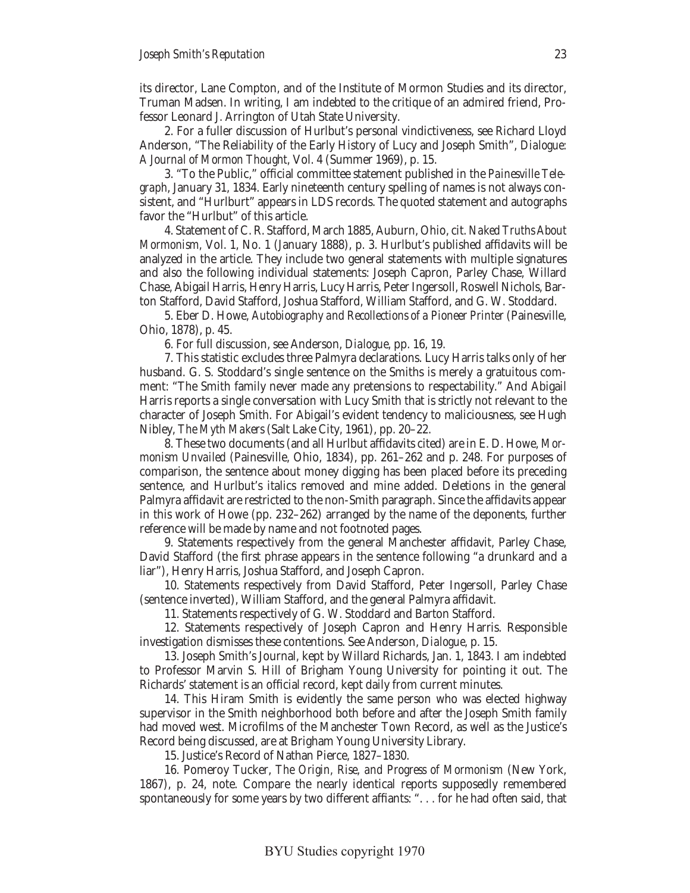its director, Lane Compton, and of the Institute of Mormon Studies and its director, Truman Madsen. In writing, I am indebted to the critique of an admired friend, Professor Leonard J. Arrington of Utah State University.

2. For a fuller discussion of Hurlbut's personal vindictiveness, see Richard Lloyd Anderson, "The Reliability of the Early History of Lucy and Joseph Smith", *Dialogue: A Journal of Mormon Thought*, Vol. 4 (Summer 1969), p. 15.

3. "To the Public," official committee statement published in the *Painesville Telegraph*, January 31, 1834. Early nineteenth century spelling of names is not always consistent, and "Hurlburt" appears in LDS records. The quoted statement and autographs favor the "Hurlbut" of this article.

4. Statement of C. R. Stafford, March 1885, Auburn, Ohio, cit. *Naked Truths About Mormonism*, Vol. 1, No. 1 (January 1888), p. 3. Hurlbut's published affidavits will be analyzed in the article. They include two general statements with multiple signatures and also the following individual statements: Joseph Capron, Parley Chase, Willard Chase, Abigail Harris, Henry Harris, Lucy Harris, Peter Ingersoll, Roswell Nichols, Barton Stafford, David Stafford, Joshua Stafford, William Stafford, and G. W. Stoddard.

5. Eber D. Howe, *Autobiography and Recollections of a Pioneer Printer* (Painesville, Ohio, 1878), p. 45.

6. For full discussion, see Anderson, *Dialogue*, pp. 16, 19.

7. This statistic excludes three Palmyra declarations. Lucy Harris talks only of her husband. G. S. Stoddard's single sentence on the Smiths is merely a gratuitous comment: "The Smith family never made any pretensions to respectability." And Abigail Harris reports a single conversation with Lucy Smith that is strictly not relevant to the character of Joseph Smith. For Abigail's evident tendency to maliciousness, see Hugh Nibley, *The Myth Makers* (Salt Lake City, 1961), pp. 20–22.

8. These two documents (and all Hurlbut affidavits cited) are in E. D. Howe, *Mormonism Unvailed* (Painesville, Ohio, 1834), pp. 261–262 and p. 248. For purposes of comparison, the sentence about money digging has been placed before its preceding sentence, and Hurlbut's italics removed and mine added. Deletions in the general Palmyra affidavit are restricted to the non-Smith paragraph. Since the affidavits appear in this work of Howe (pp. 232–262) arranged by the name of the deponents, further reference will be made by name and not footnoted pages.

9. Statements respectively from the general Manchester affidavit, Parley Chase, David Stafford (the first phrase appears in the sentence following "a drunkard and a liar"), Henry Harris, Joshua Stafford, and Joseph Capron.

10. Statements respectively from David Stafford, Peter Ingersoll, Parley Chase (sentence inverted), William Stafford, and the general Palmyra affidavit.

11. Statements respectively of G. W. Stoddard and Barton Stafford.

12. Statements respectively of Joseph Capron and Henry Harris. Responsible investigation dismisses these contentions. See Anderson, *Dialogue*, p. 15.

13. Joseph Smith's Journal, kept by Willard Richards, Jan. 1, 1843. I am indebted to Professor Marvin S. Hill of Brigham Young University for pointing it out. The Richards' statement is an official record, kept daily from current minutes.

14. This Hiram Smith is evidently the same person who was elected highway supervisor in the Smith neighborhood both before and after the Joseph Smith family had moved west. Microfilms of the Manchester Town Record, as well as the Justice's Record being discussed, are at Brigham Young University Library.

15. Justice's Record of Nathan Pierce, 1827–1830.

16. Pomeroy Tucker, *The Origin, Rise, and Progress of Mormonism* (New York, 1867), p. 24, note. Compare the nearly identical reports supposedly remembered spontaneously for some years by two different affiants: ". . . for he had often said, that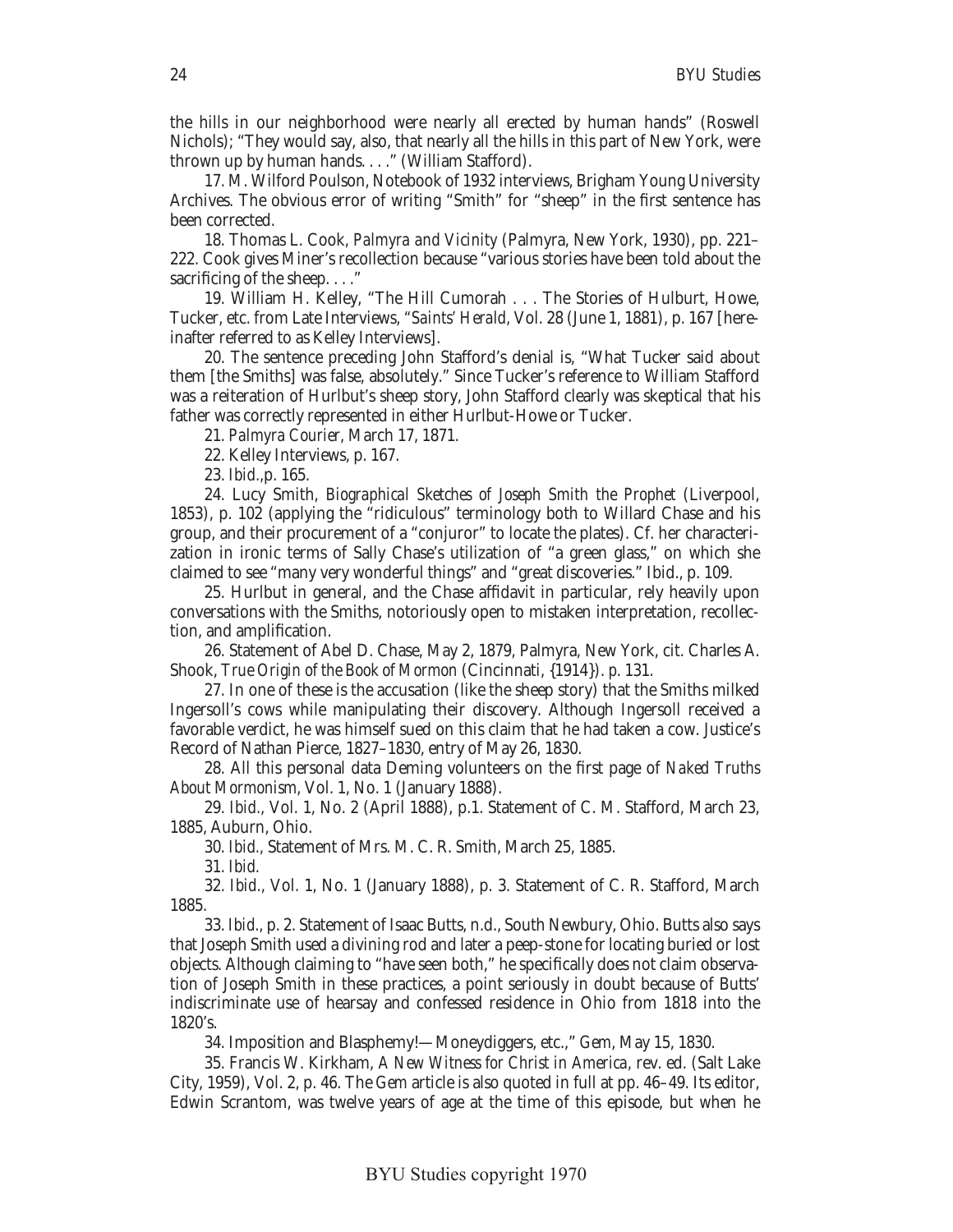the hills in our neighborhood were nearly all erected by human hands" (Roswell Nichols); "They would say, also, that nearly all the hills in this part of New York, were thrown up by human hands. . . ." (William Stafford).

17. M. Wilford Poulson, Notebook of 1932 interviews, Brigham Young University Archives. The obvious error of writing "Smith" for "sheep" in the first sentence has been corrected.

18. Thomas L. Cook, *Palmyra and Vicinity* (Palmyra, New York, 1930), pp. 221–222. Cook gives Miner's recollection because "various stories have been told about the sacrificing of the sheep. . . ."

19. William H. Kelley, "The Hill Cumorah . . . The Stories of Hulburt, Howe, Tucker, etc. from Late Interviews, "*Saints' Herald*, Vol. 28 (June 1, 1881), p. 167 [hereinafter referred to as Kelley Interviews].

20. The sentence preceding John Stafford's denial is, "What Tucker said about them [the Smiths] was false, absolutely." Since Tucker's reference to William Stafford was a reiteration of Hurlbut's sheep story, John Stafford clearly was skeptical that his father was correctly represented in either Hurlbut-Howe or Tucker.

21. *Palmyra Courier*, March 17, 1871.

22. Kelley Interviews, p. 167.

23. *Ibid.*,p. 165.

24. Lucy Smith, *Biographical Sketches of Joseph Smith the Prophet* (Liverpool, 1853), p. 102 (applying the "ridiculous" terminology both to Willard Chase and his group, and their procurement of a "conjuror" to locate the plates). Cf. her characterization in ironic terms of Sally Chase's utilization of "a green glass," on which she claimed to see "many very wonderful things" and "great discoveries." Ibid., p. 109.

25. Hurlbut in general, and the Chase affidavit in particular, rely heavily upon conversations with the Smiths, notoriously open to mistaken interpretation, recollection, and amplification.

26. Statement of Abel D. Chase, May 2, 1879, Palmyra, New York, cit. Charles A. Shook, *True Origin of the Book of Mormon* (Cincinnati, {1914}). p. 131.

27. In one of these is the accusation (like the sheep story) that the Smiths milked Ingersoll's cows while manipulating their discovery. Although Ingersoll received a favorable verdict, he was himself sued on this claim that he had taken a cow. Justice's Record of Nathan Pierce, 1827–1830, entry of May 26, 1830.

28. All this personal data Deming volunteers on the first page of *Naked Truths About Mormonism*, Vol. 1, No. 1 (January 1888).

29. *Ibid.*, Vol. 1, No. 2 (April 1888), p.1. Statement of C. M. Stafford, March 23, 1885, Auburn, Ohio.

30. *Ibid.*, Statement of Mrs. M. C. R. Smith, March 25, 1885.

31. *Ibid.*

32. *Ibid.*, Vol. 1, No. 1 (January 1888), p. 3. Statement of C. R. Stafford, March 1885.

33. *Ibid.*, p. 2. Statement of Isaac Butts, n.d., South Newbury, Ohio. Butts also says that Joseph Smith used a divining rod and later a peep-stone for locating buried or lost objects. Although claiming to "have seen both," he specifically does not claim observation of Joseph Smith in these practices, a point seriously in doubt because of Butts' indiscriminate use of hearsay and confessed residence in Ohio from 1818 into the 1820's.

34. Imposition and Blasphemy!—Moneydiggers, etc.," *Gem*, May 15, 1830.

35. Francis W. Kirkham, *A New Witness for Christ in America*, rev. ed. (Salt Lake City, 1959), Vol. 2, p. 46. The *Gem* article is also quoted in full at pp. 46–49. Its editor, Edwin Scrantom, was twelve years of age at the time of this episode, but when he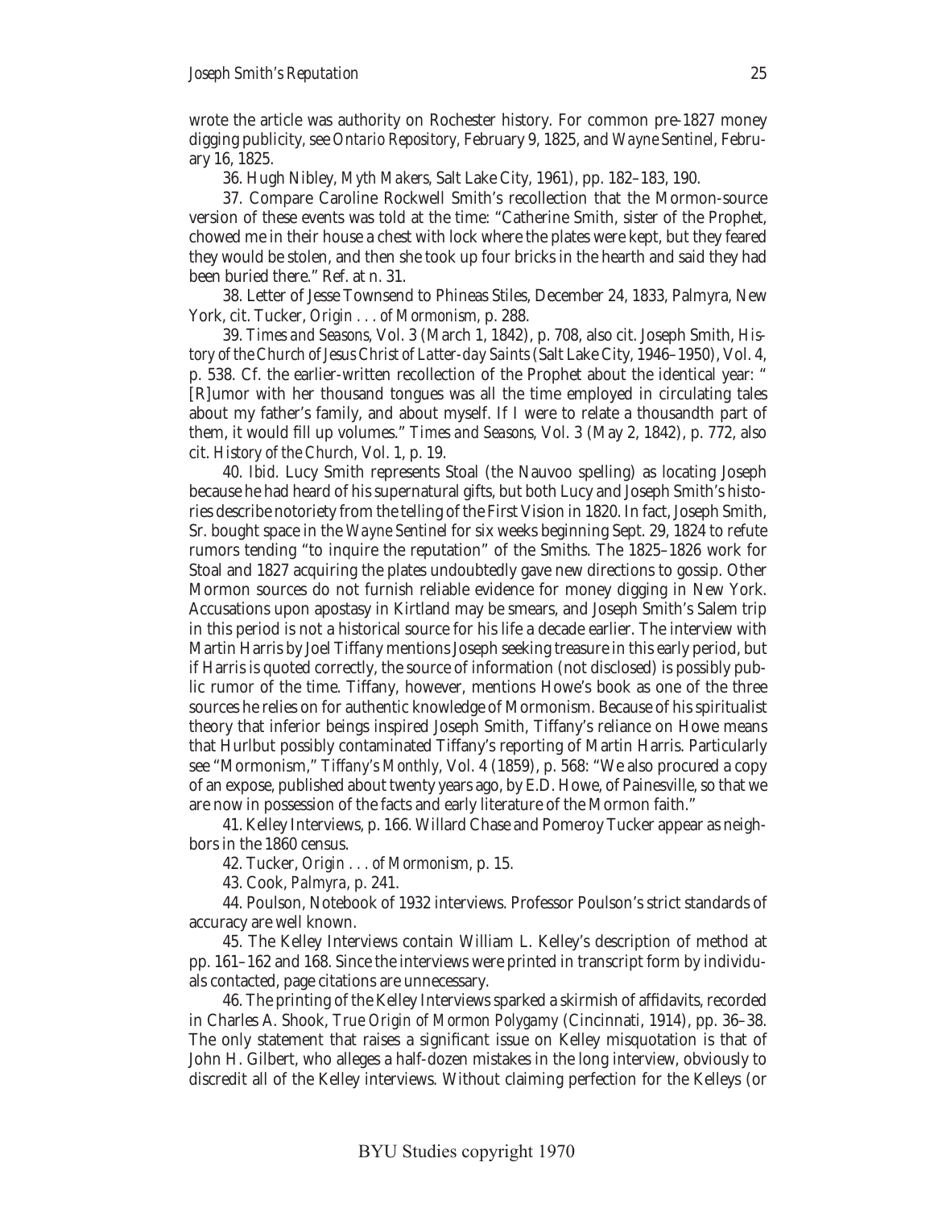wrote the article was authority on Rochester history. For common pre-1827 money digging publicity, see *Ontario Repository*, February 9, 1825, and *Wayne Sentinel*, February 16, 1825.

36. Hugh Nibley, *Myth Makers*, Salt Lake City, 1961), pp. 182–183, 190.

37. Compare Caroline Rockwell Smith's recollection that the Mormon-source version of these events was told at the time: "Catherine Smith, sister of the Prophet, chowed me in their house a chest with lock where the plates were kept, but they feared they would be stolen, and then she took up four bricks in the hearth and said they had been buried there." Ref. at n. 31.

38. Letter of Jesse Townsend to Phineas Stiles, December 24, 1833, Palmyra, New York, cit. Tucker, *Origin . . . of Mormonism*, p. 288.

39. *Times and Seasons*, Vol. 3 (March 1, 1842), p. 708, also cit. Joseph Smith, *History of the Church of Jesus Christ of Latter-day Saints* (Salt Lake City, 1946–1950), Vol. 4, p. 538. Cf. the earlier-written recollection of the Prophet about the identical year: "[R]umor with her thousand tongues was all the time employed in circulating tales about my father's family, and about myself. If I were to relate a thousandth part of them, it would fill up volumes." *Times and Seasons*, Vol. 3 (May 2, 1842), p. 772, also cit. *History of the Church*, Vol. 1, p. 19.

40. *Ibid.* Lucy Smith represents Stoal (the Nauvoo spelling) as locating Joseph because he had heard of his supernatural gifts, but both Lucy and Joseph Smith's histories describe notoriety from the telling of the First Vision in 1820. In fact, Joseph Smith, Sr. bought space in the *Wayne Sentinel* for six weeks beginning Sept. 29, 1824 to refute rumors tending "to inquire the reputation" of the Smiths. The 1825–1826 work for Stoal and 1827 acquiring the plates undoubtedly gave new directions to gossip. Other Mormon sources do not furnish reliable evidence for money digging in New York. Accusations upon apostasy in Kirtland may be smears, and Joseph Smith's Salem trip in this period is not a historical source for his life a decade earlier. The interview with Martin Harris by Joel Tiffany mentions Joseph seeking treasure in this early period, but if Harris is quoted correctly, the source of information (not disclosed) is possibly public rumor of the time. Tiffany, however, mentions Howe's book as one of the three sources he relies on for authentic knowledge of Mormonism. Because of his spiritualist theory that inferior beings inspired Joseph Smith, Tiffany's reliance on Howe means that Hurlbut possibly contaminated Tiffany's reporting of Martin Harris. Particularly see "Mormonism," *Tiffany's Monthly*, Vol. 4 (1859), p. 568: "We also procured a copy of an expose, published about twenty years ago, by E.D. Howe, of Painesville, so that we are now in possession of the facts and early literature of the Mormon faith."

41. Kelley Interviews, p. 166. Willard Chase and Pomeroy Tucker appear as neighbors in the 1860 census.

42. Tucker, *Origin . . . of Mormonism*, p. 15.

43. Cook, *Palmyra*, p. 241.

44. Poulson, Notebook of 1932 interviews. Professor Poulson's strict standards of accuracy are well known.

45. The Kelley Interviews contain William L. Kelley's description of method at pp. 161–162 and 168. Since the interviews were printed in transcript form by individuals contacted, page citations are unnecessary.

46. The printing of the Kelley Interviews sparked a skirmish of affidavits, recorded in Charles A. Shook, *True Origin of Mormon Polygamy* (Cincinnati, 1914), pp. 36–38. The only statement that raises a significant issue on Kelley misquotation is that of John H. Gilbert, who alleges a half-dozen mistakes in the long interview, obviously to discredit all of the Kelley interviews. Without claiming perfection for the Kelleys (or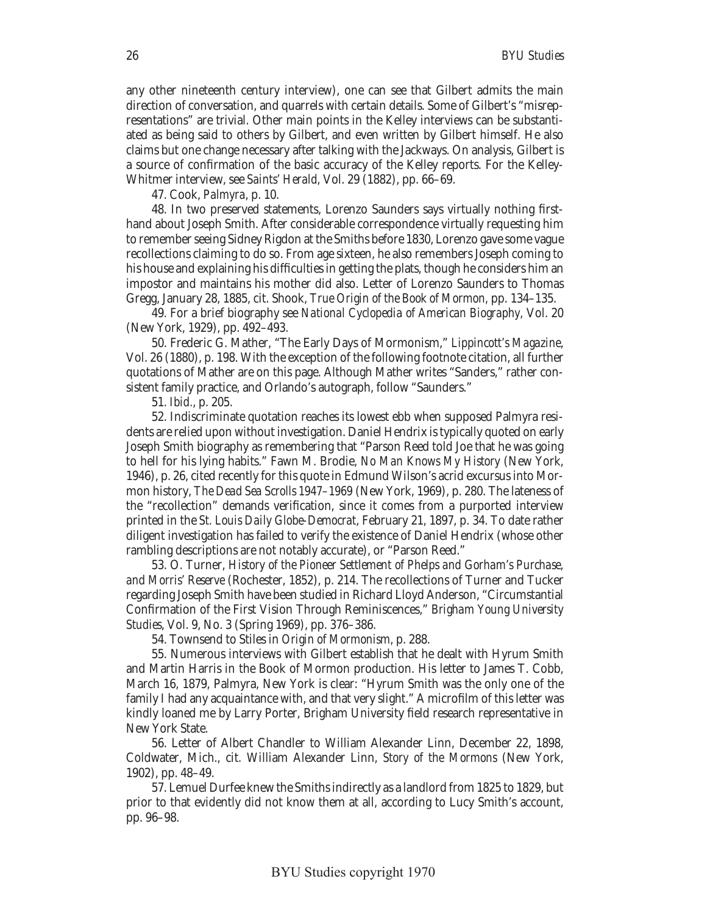any other nineteenth century interview), one can see that Gilbert admits the main direction of conversation, and quarrels with certain details. Some of Gilbert's "misrepresentations" are trivial. Other main points in the Kelley interviews can be substantiated as being said to others by Gilbert, and even written by Gilbert himself. He also claims but one change necessary after talking with the Jackways. On analysis, Gilbert is a source of confirmation of the basic accuracy of the Kelley reports. For the Kelley-Whitmer interview, see *Saints' Herald*, Vol. 29 (1882), pp. 66–69.

47. Cook, *Palmyra*, p. 10.

48. In two preserved statements, Lorenzo Saunders says virtually nothing firsthand about Joseph Smith. After considerable correspondence virtually requesting him to remember seeing Sidney Rigdon at the Smiths before 1830, Lorenzo gave some vague recollections claiming to do so. From age sixteen, he also remembers Joseph coming to his house and explaining his difficulties in getting the plats, though he considers him an impostor and maintains his mother did also. Letter of Lorenzo Saunders to Thomas Gregg, January 28, 1885, cit. Shook, *True Origin of the Book of Mormon*, pp. 134–135.

49. For a brief biography see *National Cyclopedia of American Biography*, Vol. 20 (New York, 1929), pp. 492–493.

50. Frederic G. Mather, "The Early Days of Mormonism," *Lippincott's Magazine*, Vol. 26 (1880), p. 198. With the exception of the following footnote citation, all further quotations of Mather are on this page. Although Mather writes "Sanders," rather consistent family practice, and Orlando's autograph, follow "Saunders."

51. *Ibid.*, p. 205.

52. Indiscriminate quotation reaches its lowest ebb when supposed Palmyra residents are relied upon without investigation. Daniel Hendrix is typically quoted on early Joseph Smith biography as remembering that "Parson Reed told Joe that he was going to hell for his lying habits." Fawn M. Brodie, *No Man Knows My History* (New York, 1946), p. 26, cited recently for this quote in Edmund Wilson's acrid excursus into Mormon history, *The Dead Sea Scrolls 1947–1969* (New York, 1969), p. 280. The lateness of the "recollection" demands verification, since it comes from a purported interview printed in the *St. Louis Daily Globe-Democrat*, February 21, 1897, p. 34. To date rather diligent investigation has failed to verify the existence of Daniel Hendrix (whose other rambling descriptions are not notably accurate), or "Parson Reed."

53. O. Turner, *History of the Pioneer Settlement of Phelps and Gorham's Purchase, and Morris' Reserve* (Rochester, 1852), p. 214. The recollections of Turner and Tucker regarding Joseph Smith have been studied in Richard Lloyd Anderson, "Circumstantial Confirmation of the First Vision Through Reminiscences," *Brigham Young University Studies*, Vol. 9, No. 3 (Spring 1969), pp. 376–386.

54. Townsend to Stiles in *Origin of Mormonism*, p. 288.

55. Numerous interviews with Gilbert establish that he dealt with Hyrum Smith and Martin Harris in the Book of Mormon production. His letter to James T. Cobb, March 16, 1879, Palmyra, New York is clear: "Hyrum Smith was the only one of the family I had any acquaintance with, and that very slight." A microfilm of this letter was kindly loaned me by Larry Porter, Brigham University field research representative in New York State.

56. Letter of Albert Chandler to William Alexander Linn, December 22, 1898, Coldwater, Mich., cit. William Alexander Linn, *Story of the Mormons* (New York, 1902), pp. 48–49.

57. Lemuel Durfee knew the Smiths indirectly as a landlord from 1825 to 1829, but prior to that evidently did not know them at all, according to Lucy Smith's account, pp. 96–98.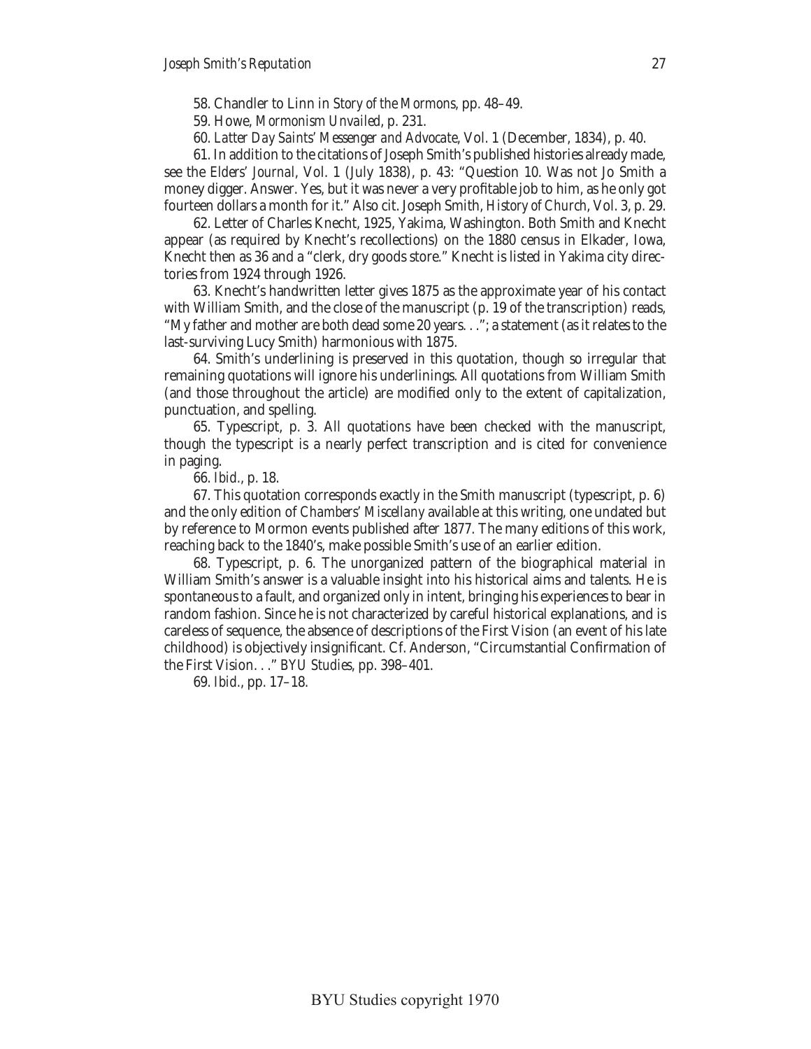58. Chandler to Linn in *Story of the Mormons*, pp. 48–49.

59. Howe, *Mormonism Unvailed*, p. 231.

60. *Latter Day Saints' Messenger and Advocate*, Vol. 1 (December, 1834), p. 40.

61. In addition to the citations of Joseph Smith's published histories already made, see the *Elders' Journal*, Vol. 1 (July 1838), p. 43: "Question 10. Was not Jo Smith a money digger. Answer. Yes, but it was never a very profitable job to him, as he only got fourteen dollars a month for it." Also cit. Joseph Smith, *History of Church*, Vol. 3, p. 29.

62. Letter of Charles Knecht, 1925, Yakima, Washington. Both Smith and Knecht appear (as required by Knecht's recollections) on the 1880 census in Elkader, Iowa, Knecht then as 36 and a "clerk, dry goods store." Knecht is listed in Yakima city directories from 1924 through 1926.

63. Knecht's handwritten letter gives 1875 as the approximate year of his contact with William Smith, and the close of the manuscript (p. 19 of the transcription) reads, "My father and mother are both dead some 20 years. . ."; a statement (as it relates to the last-surviving Lucy Smith) harmonious with 1875.

64. Smith's underlining is preserved in this quotation, though so irregular that remaining quotations will ignore his underlinings. All quotations from William Smith (and those throughout the article) are modified only to the extent of capitalization, punctuation, and spelling.

65. Typescript, p. 3. All quotations have been checked with the manuscript, though the typescript is a nearly perfect transcription and is cited for convenience in paging.

66. *Ibid.*, p. 18.

67. This quotation corresponds exactly in the Smith manuscript (typescript, p. 6) and the only edition of *Chambers' Miscellany* available at this writing, one undated but by reference to Mormon events published after 1877. The many editions of this work, reaching back to the 1840's, make possible Smith's use of an earlier edition.

68. Typescript, p. 6. The unorganized pattern of the biographical material in William Smith's answer is a valuable insight into his historical aims and talents. He is spontaneous to a fault, and organized only in intent, bringing his experiences to bear in random fashion. Since he is not characterized by careful historical explanations, and is careless of sequence, the absence of descriptions of the First Vision (an event of his late childhood) is objectively insignificant. Cf. Anderson, "Circumstantial Confirmation of the First Vision. . ." *BYU Studies*, pp. 398–401.

69. *Ibid.*, pp. 17–18.